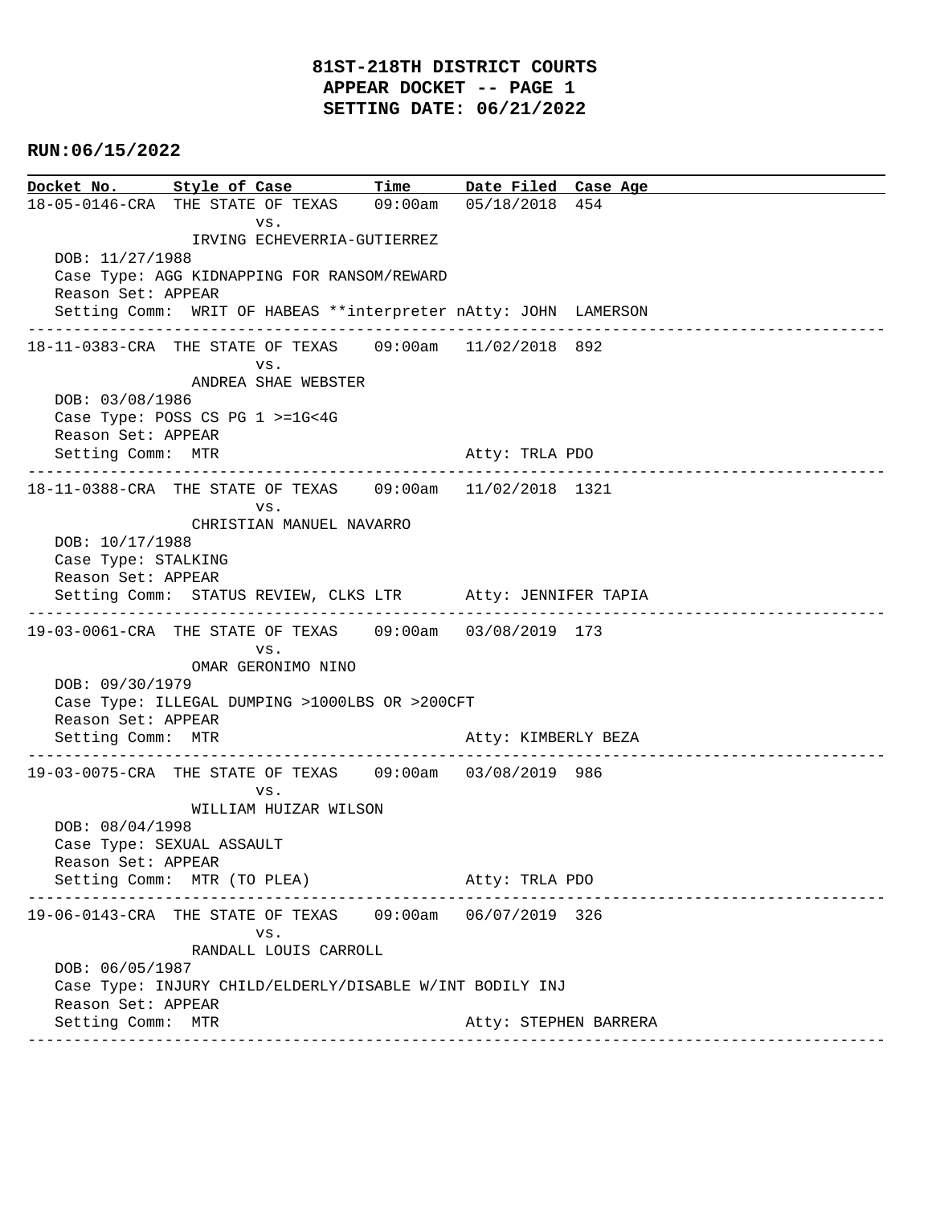# 81ST-218TH DISTRICT COURTS
## APPEAR DOCKET -- PAGE 1
## SETTING DATE: 06/21/2022

**RUN:06/15/2022**

| Docket No. | Style of Case | Time | Date Filed | Case Age |
|---|---|---|---|---|

**18-05-0146-CRA** THE STATE OF TEXAS vs. IRVING ECHEVERRIA-GUTIERREZ — 09:00am — 05/18/2018 — 454
- DOB: 11/27/1988
- Case Type: AGG KIDNAPPING FOR RANSOM/REWARD
- Reason Set: APPEAR
- Setting Comm: WRIT OF HABEAS **interpreter n Atty: JOHN LAMERSON

---

**18-11-0383-CRA** THE STATE OF TEXAS vs. ANDREA SHAE WEBSTER — 09:00am — 11/02/2018 — 892
- DOB: 03/08/1986
- Case Type: POSS CS PG 1 >=1G<4G
- Reason Set: APPEAR
- Setting Comm: MTR — Atty: TRLA PDO

---

**18-11-0388-CRA** THE STATE OF TEXAS vs. CHRISTIAN MANUEL NAVARRO — 09:00am — 11/02/2018 — 1321
- DOB: 10/17/1988
- Case Type: STALKING
- Reason Set: APPEAR
- Setting Comm: STATUS REVIEW, CLKS LTR — Atty: JENNIFER TAPIA

---

**19-03-0061-CRA** THE STATE OF TEXAS vs. OMAR GERONIMO NINO — 09:00am — 03/08/2019 — 173
- DOB: 09/30/1979
- Case Type: ILLEGAL DUMPING >1000LBS OR >200CFT
- Reason Set: APPEAR
- Setting Comm: MTR — Atty: KIMBERLY BEZA

---

**19-03-0075-CRA** THE STATE OF TEXAS vs. WILLIAM HUIZAR WILSON — 09:00am — 03/08/2019 — 986
- DOB: 08/04/1998
- Case Type: SEXUAL ASSAULT
- Reason Set: APPEAR
- Setting Comm: MTR (TO PLEA) — Atty: TRLA PDO

---

**19-06-0143-CRA** THE STATE OF TEXAS vs. RANDALL LOUIS CARROLL — 09:00am — 06/07/2019 — 326
- DOB: 06/05/1987
- Case Type: INJURY CHILD/ELDERLY/DISABLE W/INT BODILY INJ
- Reason Set: APPEAR
- Setting Comm: MTR — Atty: STEPHEN BARRERA

---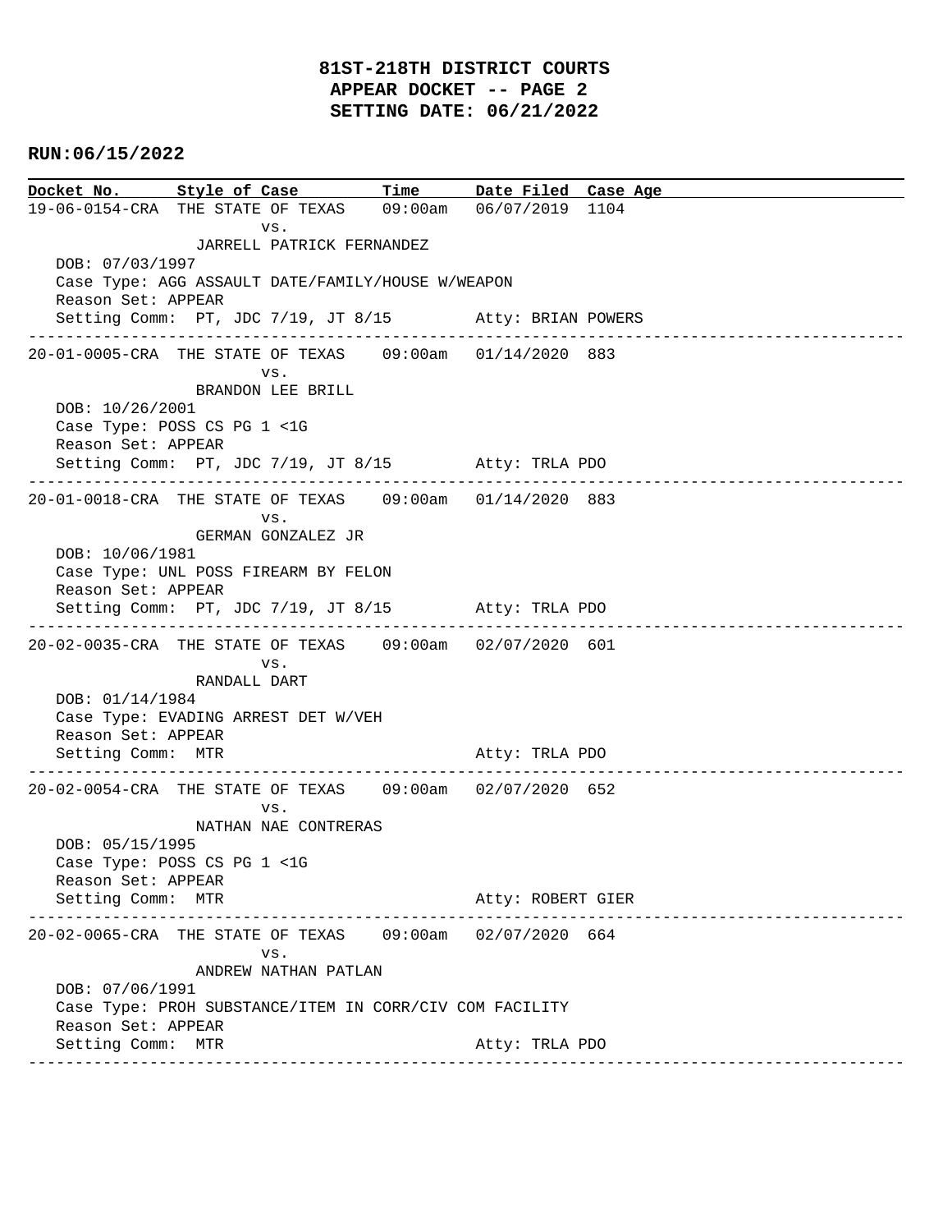# 81ST-218TH DISTRICT COURTS
## APPEAR DOCKET -- PAGE 2
## SETTING DATE: 06/21/2022

**RUN:06/15/2022**

| Docket No. | Style of Case | Time | Date Filed | Case Age |
|---|---|---|---|---|

```
19-06-0154-CRA  THE STATE OF TEXAS    09:00am   06/07/2019  1104
                        vs.
                JARRELL PATRICK FERNANDEZ
   DOB: 07/03/1997
   Case Type: AGG ASSAULT DATE/FAMILY/HOUSE W/WEAPON
   Reason Set: APPEAR
   Setting Comm:  PT, JDC 7/19, JT 8/15          Atty: BRIAN POWERS
------------------------------------------------------------------------------------------------
20-01-0005-CRA  THE STATE OF TEXAS    09:00am   01/14/2020  883
                        vs.
                BRANDON LEE BRILL
   DOB: 10/26/2001
   Case Type: POSS CS PG 1 <1G
   Reason Set: APPEAR
   Setting Comm:  PT, JDC 7/19, JT 8/15          Atty: TRLA PDO
------------------------------------------------------------------------------------------------
20-01-0018-CRA  THE STATE OF TEXAS    09:00am   01/14/2020  883
                        vs.
                GERMAN GONZALEZ JR
   DOB: 10/06/1981
   Case Type: UNL POSS FIREARM BY FELON
   Reason Set: APPEAR
   Setting Comm:  PT, JDC 7/19, JT 8/15          Atty: TRLA PDO
------------------------------------------------------------------------------------------------
20-02-0035-CRA  THE STATE OF TEXAS    09:00am   02/07/2020  601
                        vs.
                RANDALL DART
   DOB: 01/14/1984
   Case Type: EVADING ARREST DET W/VEH
   Reason Set: APPEAR
   Setting Comm:  MTR                             Atty: TRLA PDO
------------------------------------------------------------------------------------------------
20-02-0054-CRA  THE STATE OF TEXAS    09:00am   02/07/2020  652
                        vs.
                NATHAN NAE CONTRERAS
   DOB: 05/15/1995
   Case Type: POSS CS PG 1 <1G
   Reason Set: APPEAR
   Setting Comm:  MTR                             Atty: ROBERT GIER
------------------------------------------------------------------------------------------------
20-02-0065-CRA  THE STATE OF TEXAS    09:00am   02/07/2020  664
                        vs.
                ANDREW NATHAN PATLAN
   DOB: 07/06/1991
   Case Type: PROH SUBSTANCE/ITEM IN CORR/CIV COM FACILITY
   Reason Set: APPEAR
   Setting Comm:  MTR                             Atty: TRLA PDO
------------------------------------------------------------------------------------------------
```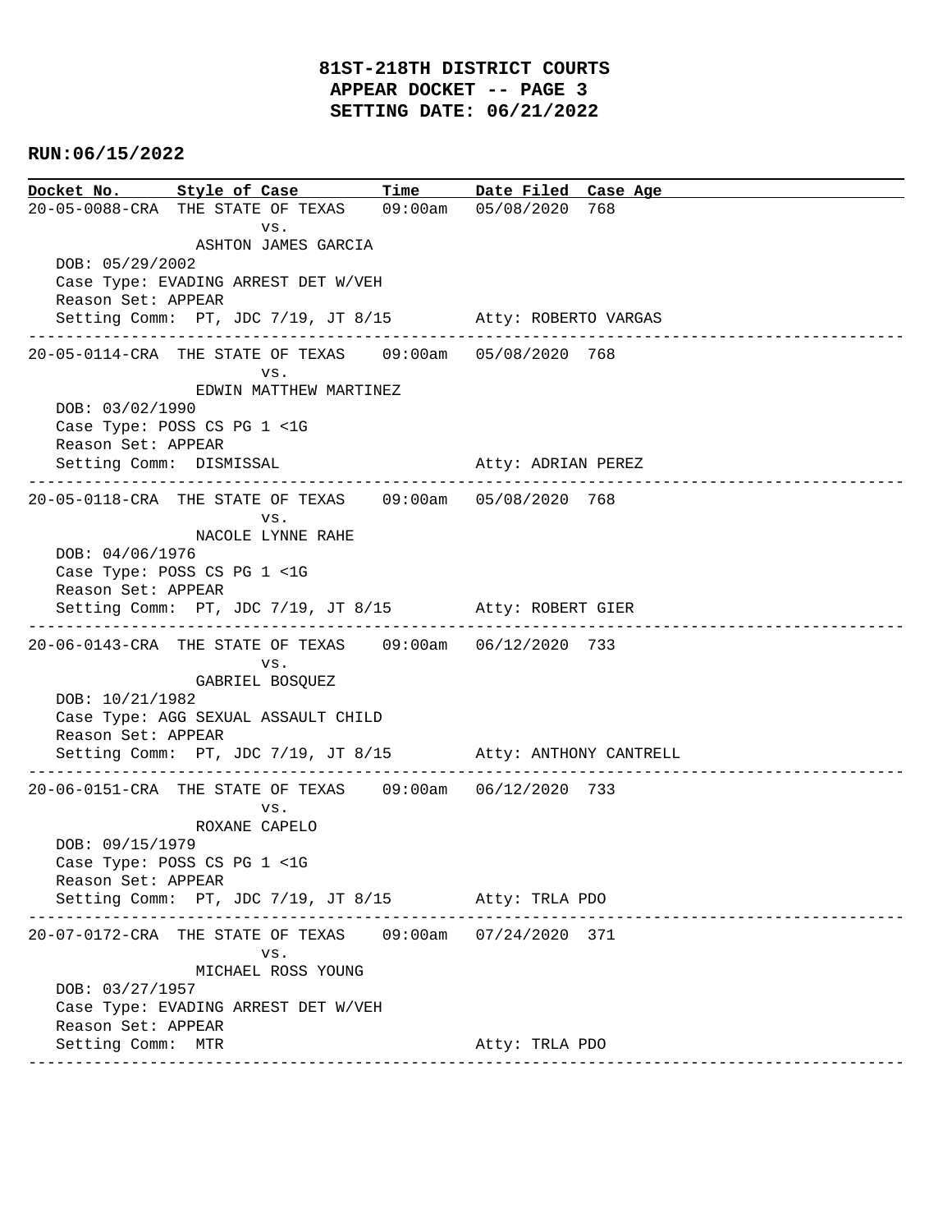# 81ST-218TH DISTRICT COURTS
## APPEAR DOCKET -- PAGE 3
## SETTING DATE: 06/21/2022

**RUN:06/15/2022**

| Docket No. | Style of Case | Time | Date Filed | Case Age |
|---|---|---|---|---|
| 20-05-0088-CRA | THE STATE OF TEXAS vs. ASHTON JAMES GARCIA | 09:00am | 05/08/2020 | 768 |

DOB: 05/29/2002
Case Type: EVADING ARREST DET W/VEH
Reason Set: APPEAR
Setting Comm: PT, JDC 7/19, JT 8/15 &nbsp;&nbsp;&nbsp; Atty: ROBERTO VARGAS

---

| Docket No. | Style of Case | Time | Date Filed | Case Age |
|---|---|---|---|---|
| 20-05-0114-CRA | THE STATE OF TEXAS vs. EDWIN MATTHEW MARTINEZ | 09:00am | 05/08/2020 | 768 |

DOB: 03/02/1990
Case Type: POSS CS PG 1 <1G
Reason Set: APPEAR
Setting Comm: DISMISSAL &nbsp;&nbsp;&nbsp; Atty: ADRIAN PEREZ

---

| Docket No. | Style of Case | Time | Date Filed | Case Age |
|---|---|---|---|---|
| 20-05-0118-CRA | THE STATE OF TEXAS vs. NACOLE LYNNE RAHE | 09:00am | 05/08/2020 | 768 |

DOB: 04/06/1976
Case Type: POSS CS PG 1 <1G
Reason Set: APPEAR
Setting Comm: PT, JDC 7/19, JT 8/15 &nbsp;&nbsp;&nbsp; Atty: ROBERT GIER

---

| Docket No. | Style of Case | Time | Date Filed | Case Age |
|---|---|---|---|---|
| 20-06-0143-CRA | THE STATE OF TEXAS vs. GABRIEL BOSQUEZ | 09:00am | 06/12/2020 | 733 |

DOB: 10/21/1982
Case Type: AGG SEXUAL ASSAULT CHILD
Reason Set: APPEAR
Setting Comm: PT, JDC 7/19, JT 8/15 &nbsp;&nbsp;&nbsp; Atty: ANTHONY CANTRELL

---

| Docket No. | Style of Case | Time | Date Filed | Case Age |
|---|---|---|---|---|
| 20-06-0151-CRA | THE STATE OF TEXAS vs. ROXANE CAPELO | 09:00am | 06/12/2020 | 733 |

DOB: 09/15/1979
Case Type: POSS CS PG 1 <1G
Reason Set: APPEAR
Setting Comm: PT, JDC 7/19, JT 8/15 &nbsp;&nbsp;&nbsp; Atty: TRLA PDO

---

| Docket No. | Style of Case | Time | Date Filed | Case Age |
|---|---|---|---|---|
| 20-07-0172-CRA | THE STATE OF TEXAS vs. MICHAEL ROSS YOUNG | 09:00am | 07/24/2020 | 371 |

DOB: 03/27/1957
Case Type: EVADING ARREST DET W/VEH
Reason Set: APPEAR
Setting Comm: MTR &nbsp;&nbsp;&nbsp; Atty: TRLA PDO

---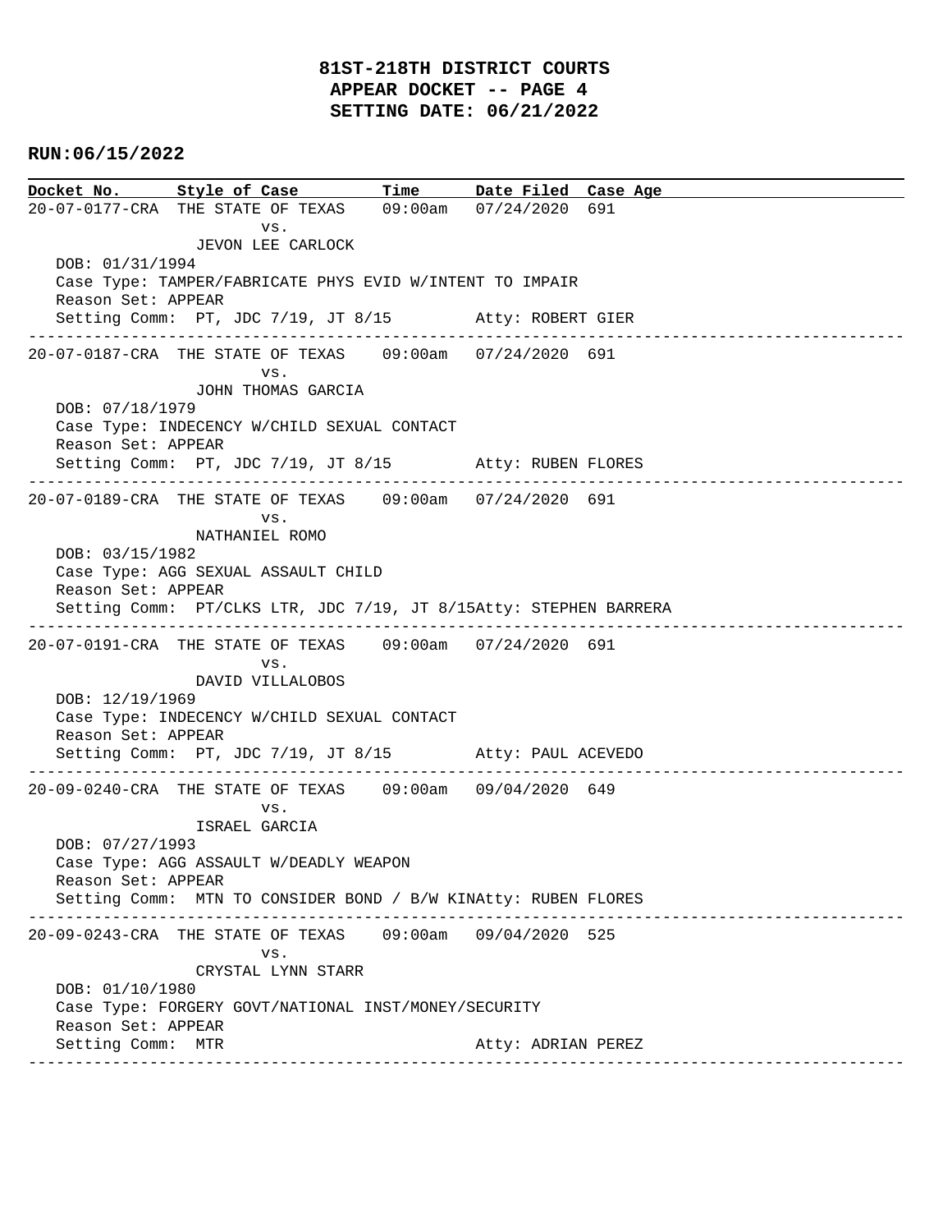# 81ST-218TH DISTRICT COURTS
## APPEAR DOCKET -- PAGE 4
## SETTING DATE: 06/21/2022

**RUN:06/15/2022**

| Docket No. | Style of Case | Time | Date Filed | Case Age |
|---|---|---|---|---|

20-07-0177-CRA THE STATE OF TEXAS 09:00am 07/24/2020 691
vs.
JEVON LEE CARLOCK
DOB: 01/31/1994
Case Type: TAMPER/FABRICATE PHYS EVID W/INTENT TO IMPAIR
Reason Set: APPEAR
Setting Comm: PT, JDC 7/19, JT 8/15 Atty: ROBERT GIER

---

20-07-0187-CRA THE STATE OF TEXAS 09:00am 07/24/2020 691
vs.
JOHN THOMAS GARCIA
DOB: 07/18/1979
Case Type: INDECENCY W/CHILD SEXUAL CONTACT
Reason Set: APPEAR
Setting Comm: PT, JDC 7/19, JT 8/15 Atty: RUBEN FLORES

---

20-07-0189-CRA THE STATE OF TEXAS 09:00am 07/24/2020 691
vs.
NATHANIEL ROMO
DOB: 03/15/1982
Case Type: AGG SEXUAL ASSAULT CHILD
Reason Set: APPEAR
Setting Comm: PT/CLKS LTR, JDC 7/19, JT 8/15Atty: STEPHEN BARRERA

---

20-07-0191-CRA THE STATE OF TEXAS 09:00am 07/24/2020 691
vs.
DAVID VILLALOBOS
DOB: 12/19/1969
Case Type: INDECENCY W/CHILD SEXUAL CONTACT
Reason Set: APPEAR
Setting Comm: PT, JDC 7/19, JT 8/15 Atty: PAUL ACEVEDO

---

20-09-0240-CRA THE STATE OF TEXAS 09:00am 09/04/2020 649
vs.
ISRAEL GARCIA
DOB: 07/27/1993
Case Type: AGG ASSAULT W/DEADLY WEAPON
Reason Set: APPEAR
Setting Comm: MTN TO CONSIDER BOND / B/W KINAtty: RUBEN FLORES

---

20-09-0243-CRA THE STATE OF TEXAS 09:00am 09/04/2020 525
vs.
CRYSTAL LYNN STARR
DOB: 01/10/1980
Case Type: FORGERY GOVT/NATIONAL INST/MONEY/SECURITY
Reason Set: APPEAR
Setting Comm: MTR Atty: ADRIAN PEREZ

---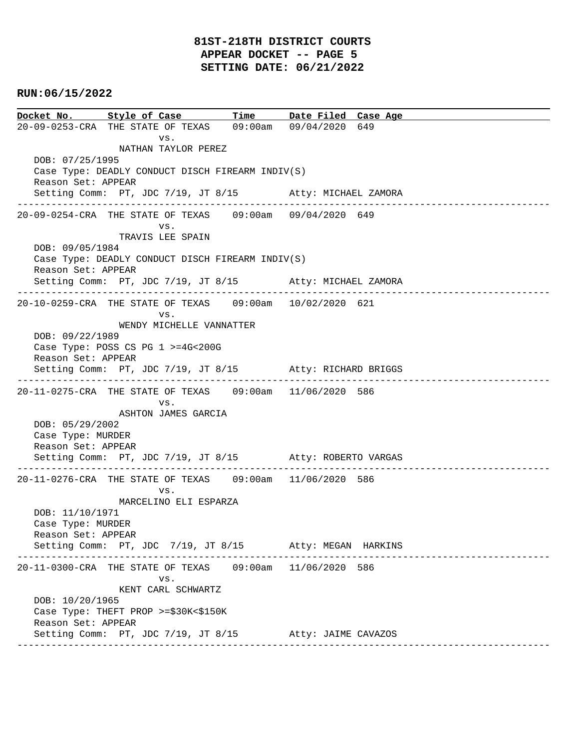# 81ST-218TH DISTRICT COURTS
## APPEAR DOCKET -- PAGE 5
## SETTING DATE: 06/21/2022

**RUN:06/15/2022**

| Docket No. | Style of Case | Time | Date Filed | Case Age |
|---|---|---|---|---|

---

**20-09-0253-CRA** THE STATE OF TEXAS vs. NATHAN TAYLOR PEREZ — 09:00am — 09/04/2020 — 649

DOB: 07/25/1995
Case Type: DEADLY CONDUCT DISCH FIREARM INDIV(S)
Reason Set: APPEAR
Setting Comm: PT, JDC 7/19, JT 8/15 — Atty: MICHAEL ZAMORA

---

**20-09-0254-CRA** THE STATE OF TEXAS vs. TRAVIS LEE SPAIN — 09:00am — 09/04/2020 — 649

DOB: 09/05/1984
Case Type: DEADLY CONDUCT DISCH FIREARM INDIV(S)
Reason Set: APPEAR
Setting Comm: PT, JDC 7/19, JT 8/15 — Atty: MICHAEL ZAMORA

---

**20-10-0259-CRA** THE STATE OF TEXAS vs. WENDY MICHELLE VANNATTER — 09:00am — 10/02/2020 — 621

DOB: 09/22/1989
Case Type: POSS CS PG 1 >=4G<200G
Reason Set: APPEAR
Setting Comm: PT, JDC 7/19, JT 8/15 — Atty: RICHARD BRIGGS

---

**20-11-0275-CRA** THE STATE OF TEXAS vs. ASHTON JAMES GARCIA — 09:00am — 11/06/2020 — 586

DOB: 05/29/2002
Case Type: MURDER
Reason Set: APPEAR
Setting Comm: PT, JDC 7/19, JT 8/15 — Atty: ROBERTO VARGAS

---

**20-11-0276-CRA** THE STATE OF TEXAS vs. MARCELINO ELI ESPARZA — 09:00am — 11/06/2020 — 586

DOB: 11/10/1971
Case Type: MURDER
Reason Set: APPEAR
Setting Comm: PT, JDC 7/19, JT 8/15 — Atty: MEGAN HARKINS

---

**20-11-0300-CRA** THE STATE OF TEXAS vs. KENT CARL SCHWARTZ — 09:00am — 11/06/2020 — 586

DOB: 10/20/1965
Case Type: THEFT PROP >=$30K<$150K
Reason Set: APPEAR
Setting Comm: PT, JDC 7/19, JT 8/15 — Atty: JAIME CAVAZOS

---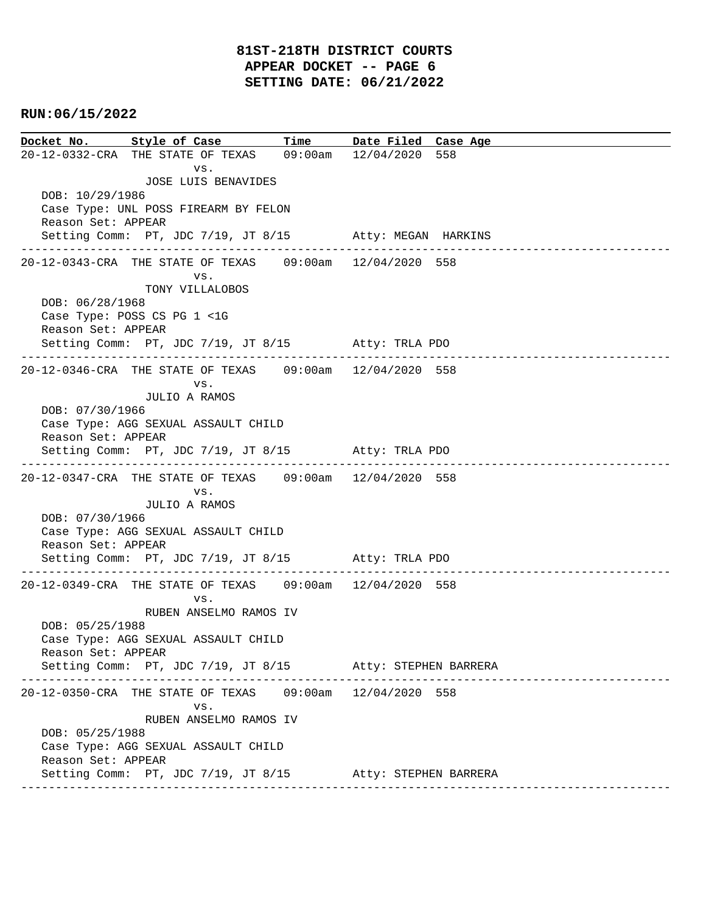# 81ST-218TH DISTRICT COURTS
## APPEAR DOCKET -- PAGE 6
## SETTING DATE: 06/21/2022

**RUN:06/15/2022**

| Docket No. | Style of Case | Time | Date Filed | Case Age |
|---|---|---|---|---|
| 20-12-0332-CRA | THE STATE OF TEXAS vs. JOSE LUIS BENAVIDES | 09:00am | 12/04/2020 | 558 |

DOB: 10/29/1986
Case Type: UNL POSS FIREARM BY FELON
Reason Set: APPEAR
Setting Comm: PT, JDC 7/19, JT 8/15 Atty: MEGAN HARKINS

---

| Docket No. | Style of Case | Time | Date Filed | Case Age |
|---|---|---|---|---|
| 20-12-0343-CRA | THE STATE OF TEXAS vs. TONY VILLALOBOS | 09:00am | 12/04/2020 | 558 |

DOB: 06/28/1968
Case Type: POSS CS PG 1 <1G
Reason Set: APPEAR
Setting Comm: PT, JDC 7/19, JT 8/15 Atty: TRLA PDO

---

| Docket No. | Style of Case | Time | Date Filed | Case Age |
|---|---|---|---|---|
| 20-12-0346-CRA | THE STATE OF TEXAS vs. JULIO A RAMOS | 09:00am | 12/04/2020 | 558 |

DOB: 07/30/1966
Case Type: AGG SEXUAL ASSAULT CHILD
Reason Set: APPEAR
Setting Comm: PT, JDC 7/19, JT 8/15 Atty: TRLA PDO

---

| Docket No. | Style of Case | Time | Date Filed | Case Age |
|---|---|---|---|---|
| 20-12-0347-CRA | THE STATE OF TEXAS vs. JULIO A RAMOS | 09:00am | 12/04/2020 | 558 |

DOB: 07/30/1966
Case Type: AGG SEXUAL ASSAULT CHILD
Reason Set: APPEAR
Setting Comm: PT, JDC 7/19, JT 8/15 Atty: TRLA PDO

---

| Docket No. | Style of Case | Time | Date Filed | Case Age |
|---|---|---|---|---|
| 20-12-0349-CRA | THE STATE OF TEXAS vs. RUBEN ANSELMO RAMOS IV | 09:00am | 12/04/2020 | 558 |

DOB: 05/25/1988
Case Type: AGG SEXUAL ASSAULT CHILD
Reason Set: APPEAR
Setting Comm: PT, JDC 7/19, JT 8/15 Atty: STEPHEN BARRERA

---

| Docket No. | Style of Case | Time | Date Filed | Case Age |
|---|---|---|---|---|
| 20-12-0350-CRA | THE STATE OF TEXAS vs. RUBEN ANSELMO RAMOS IV | 09:00am | 12/04/2020 | 558 |

DOB: 05/25/1988
Case Type: AGG SEXUAL ASSAULT CHILD
Reason Set: APPEAR
Setting Comm: PT, JDC 7/19, JT 8/15 Atty: STEPHEN BARRERA

---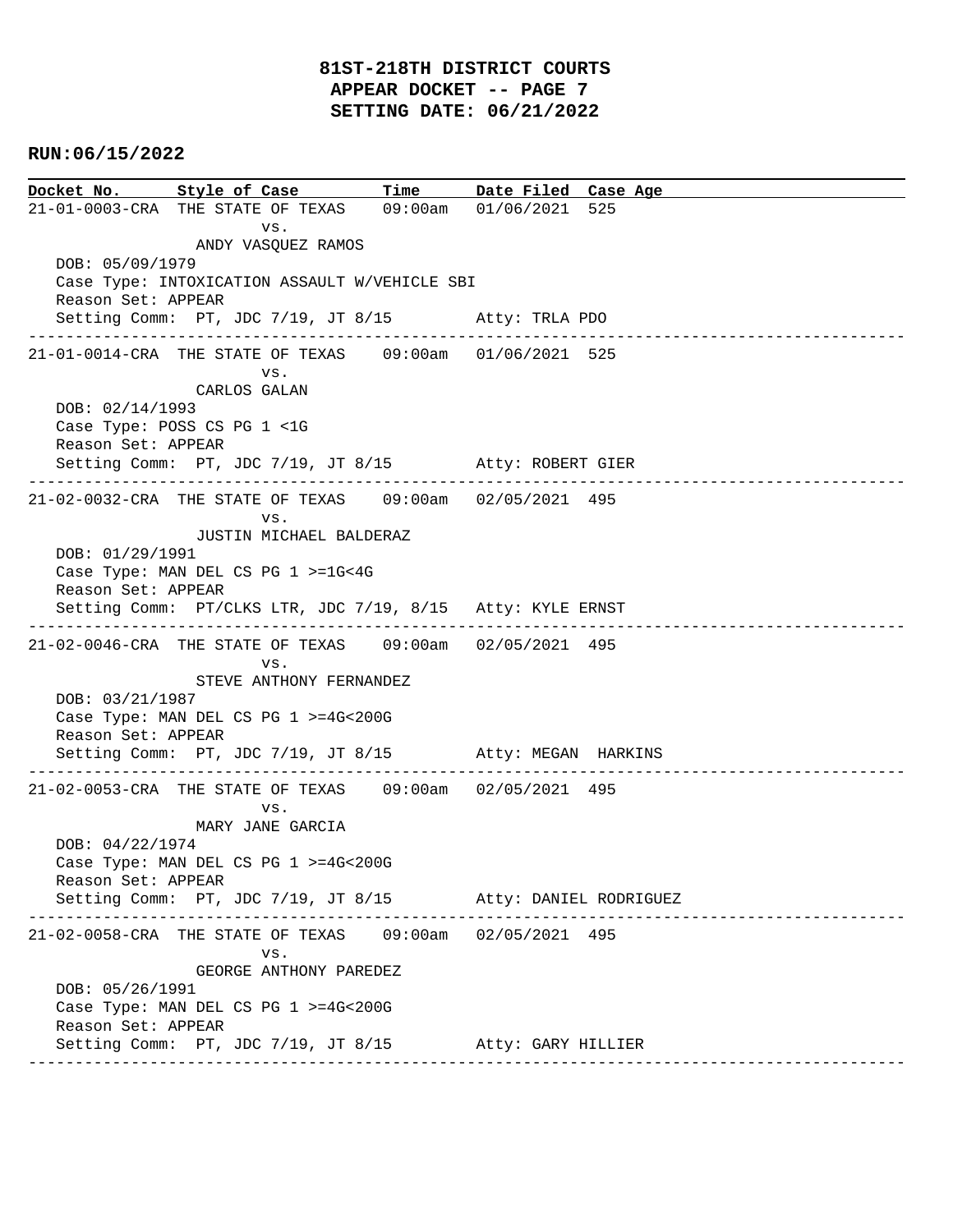**81ST-218TH DISTRICT COURTS**
**APPEAR DOCKET -- PAGE 7**
**SETTING DATE: 06/21/2022**

**RUN:06/15/2022**

| Docket No. | Style of Case | Time | Date Filed | Case Age |
|---|---|---|---|---|

21-01-0003-CRA THE STATE OF TEXAS 09:00am 01/06/2021 525
vs.
ANDY VASQUEZ RAMOS
DOB: 05/09/1979
Case Type: INTOXICATION ASSAULT W/VEHICLE SBI
Reason Set: APPEAR
Setting Comm: PT, JDC 7/19, JT 8/15 Atty: TRLA PDO

---

21-01-0014-CRA THE STATE OF TEXAS 09:00am 01/06/2021 525
vs.
CARLOS GALAN
DOB: 02/14/1993
Case Type: POSS CS PG 1 <1G
Reason Set: APPEAR
Setting Comm: PT, JDC 7/19, JT 8/15 Atty: ROBERT GIER

---

21-02-0032-CRA THE STATE OF TEXAS 09:00am 02/05/2021 495
vs.
JUSTIN MICHAEL BALDERAZ
DOB: 01/29/1991
Case Type: MAN DEL CS PG 1 >=1G<4G
Reason Set: APPEAR
Setting Comm: PT/CLKS LTR, JDC 7/19, 8/15 Atty: KYLE ERNST

---

21-02-0046-CRA THE STATE OF TEXAS 09:00am 02/05/2021 495
vs.
STEVE ANTHONY FERNANDEZ
DOB: 03/21/1987
Case Type: MAN DEL CS PG 1 >=4G<200G
Reason Set: APPEAR
Setting Comm: PT, JDC 7/19, JT 8/15 Atty: MEGAN HARKINS

---

21-02-0053-CRA THE STATE OF TEXAS 09:00am 02/05/2021 495
vs.
MARY JANE GARCIA
DOB: 04/22/1974
Case Type: MAN DEL CS PG 1 >=4G<200G
Reason Set: APPEAR
Setting Comm: PT, JDC 7/19, JT 8/15 Atty: DANIEL RODRIGUEZ

---

21-02-0058-CRA THE STATE OF TEXAS 09:00am 02/05/2021 495
vs.
GEORGE ANTHONY PAREDEZ
DOB: 05/26/1991
Case Type: MAN DEL CS PG 1 >=4G<200G
Reason Set: APPEAR
Setting Comm: PT, JDC 7/19, JT 8/15 Atty: GARY HILLIER

---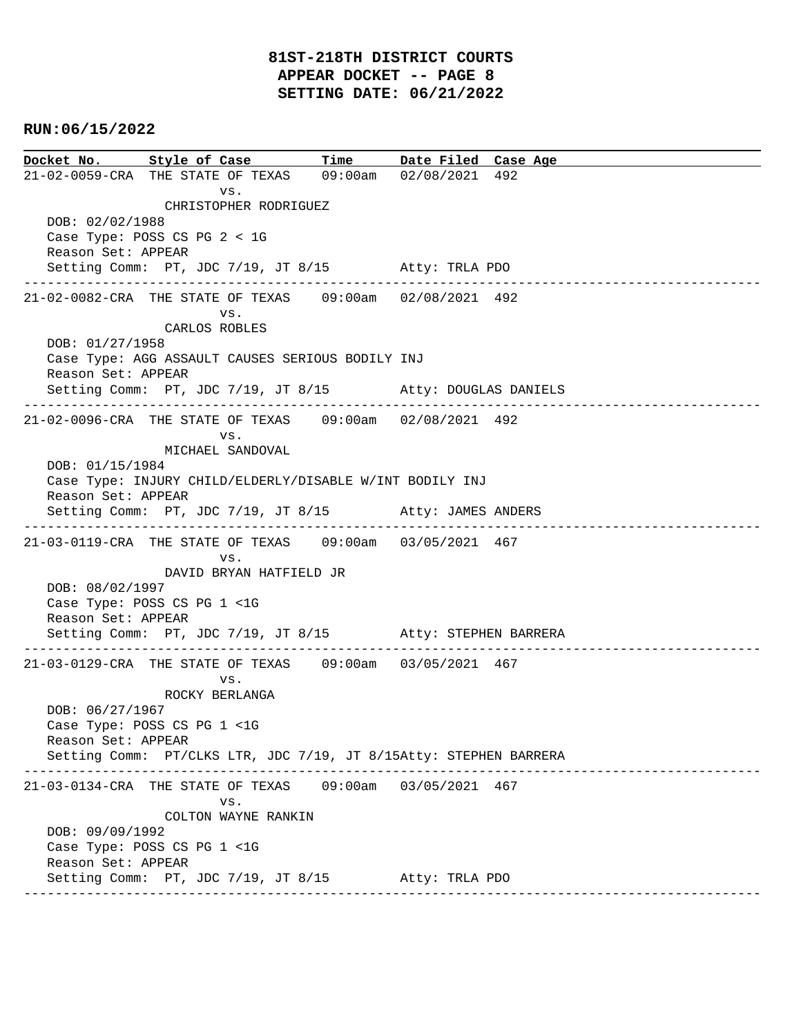**81ST-218TH DISTRICT COURTS**
**APPEAR DOCKET -- PAGE 8**
**SETTING DATE: 06/21/2022**

**RUN:06/15/2022**

```
Docket No.       Style of Case          Time       Date Filed  Case Age
21-02-0059-CRA  THE STATE OF TEXAS    09:00am   02/08/2021  492
                        vs.
                 CHRISTOPHER RODRIGUEZ
   DOB: 02/02/1988
   Case Type: POSS CS PG 2 < 1G
   Reason Set: APPEAR
   Setting Comm:  PT, JDC 7/19, JT 8/15         Atty: TRLA PDO
------------------------------------------------------------------------------------------------
21-02-0082-CRA  THE STATE OF TEXAS    09:00am   02/08/2021  492
                        vs.
                 CARLOS ROBLES
   DOB: 01/27/1958
   Case Type: AGG ASSAULT CAUSES SERIOUS BODILY INJ
   Reason Set: APPEAR
   Setting Comm:  PT, JDC 7/19, JT 8/15         Atty: DOUGLAS DANIELS
------------------------------------------------------------------------------------------------
21-02-0096-CRA  THE STATE OF TEXAS    09:00am   02/08/2021  492
                        vs.
                 MICHAEL SANDOVAL
   DOB: 01/15/1984
   Case Type: INJURY CHILD/ELDERLY/DISABLE W/INT BODILY INJ
   Reason Set: APPEAR
   Setting Comm:  PT, JDC 7/19, JT 8/15         Atty: JAMES ANDERS
------------------------------------------------------------------------------------------------
21-03-0119-CRA  THE STATE OF TEXAS    09:00am   03/05/2021  467
                        vs.
                 DAVID BRYAN HATFIELD JR
   DOB: 08/02/1997
   Case Type: POSS CS PG 1 <1G
   Reason Set: APPEAR
   Setting Comm:  PT, JDC 7/19, JT 8/15         Atty: STEPHEN BARRERA
------------------------------------------------------------------------------------------------
21-03-0129-CRA  THE STATE OF TEXAS    09:00am   03/05/2021  467
                        vs.
                 ROCKY BERLANGA
   DOB: 06/27/1967
   Case Type: POSS CS PG 1 <1G
   Reason Set: APPEAR
   Setting Comm:  PT/CLKS LTR, JDC 7/19, JT 8/15Atty: STEPHEN BARRERA
------------------------------------------------------------------------------------------------
21-03-0134-CRA  THE STATE OF TEXAS    09:00am   03/05/2021  467
                        vs.
                 COLTON WAYNE RANKIN
   DOB: 09/09/1992
   Case Type: POSS CS PG 1 <1G
   Reason Set: APPEAR
   Setting Comm:  PT, JDC 7/19, JT 8/15         Atty: TRLA PDO
------------------------------------------------------------------------------------------------
```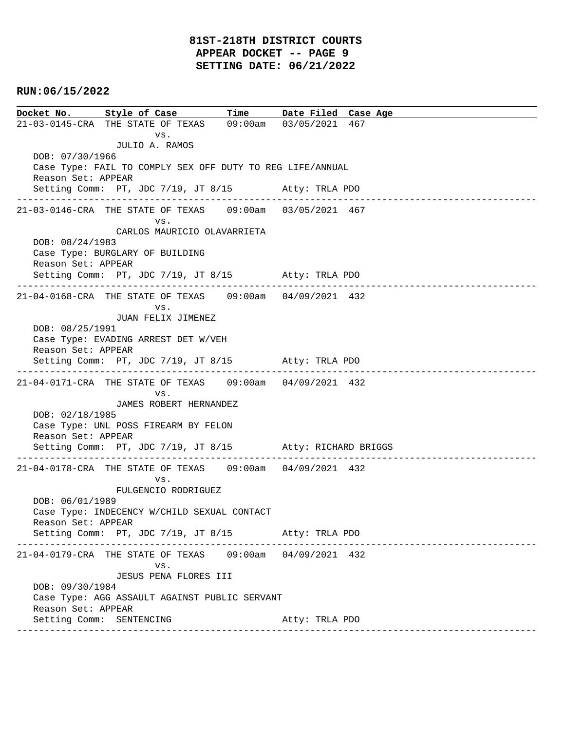# 81ST-218TH DISTRICT COURTS
## APPEAR DOCKET -- PAGE 9
## SETTING DATE: 06/21/2022

**RUN:06/15/2022**

| Docket No. | Style of Case | Time | Date Filed | Case Age |
| --- | --- | --- | --- | --- |

21-03-0145-CRA THE STATE OF TEXAS 09:00am 03/05/2021 467
vs.
JULIO A. RAMOS
DOB: 07/30/1966
Case Type: FAIL TO COMPLY SEX OFF DUTY TO REG LIFE/ANNUAL
Reason Set: APPEAR
Setting Comm: PT, JDC 7/19, JT 8/15 Atty: TRLA PDO

---

21-03-0146-CRA THE STATE OF TEXAS 09:00am 03/05/2021 467
vs.
CARLOS MAURICIO OLAVARRIETA
DOB: 08/24/1983
Case Type: BURGLARY OF BUILDING
Reason Set: APPEAR
Setting Comm: PT, JDC 7/19, JT 8/15 Atty: TRLA PDO

---

21-04-0168-CRA THE STATE OF TEXAS 09:00am 04/09/2021 432
vs.
JUAN FELIX JIMENEZ
DOB: 08/25/1991
Case Type: EVADING ARREST DET W/VEH
Reason Set: APPEAR
Setting Comm: PT, JDC 7/19, JT 8/15 Atty: TRLA PDO

---

21-04-0171-CRA THE STATE OF TEXAS 09:00am 04/09/2021 432
vs.
JAMES ROBERT HERNANDEZ
DOB: 02/18/1985
Case Type: UNL POSS FIREARM BY FELON
Reason Set: APPEAR
Setting Comm: PT, JDC 7/19, JT 8/15 Atty: RICHARD BRIGGS

---

21-04-0178-CRA THE STATE OF TEXAS 09:00am 04/09/2021 432
vs.
FULGENCIO RODRIGUEZ
DOB: 06/01/1989
Case Type: INDECENCY W/CHILD SEXUAL CONTACT
Reason Set: APPEAR
Setting Comm: PT, JDC 7/19, JT 8/15 Atty: TRLA PDO

---

21-04-0179-CRA THE STATE OF TEXAS 09:00am 04/09/2021 432
vs.
JESUS PENA FLORES III
DOB: 09/30/1984
Case Type: AGG ASSAULT AGAINST PUBLIC SERVANT
Reason Set: APPEAR
Setting Comm: SENTENCING Atty: TRLA PDO

---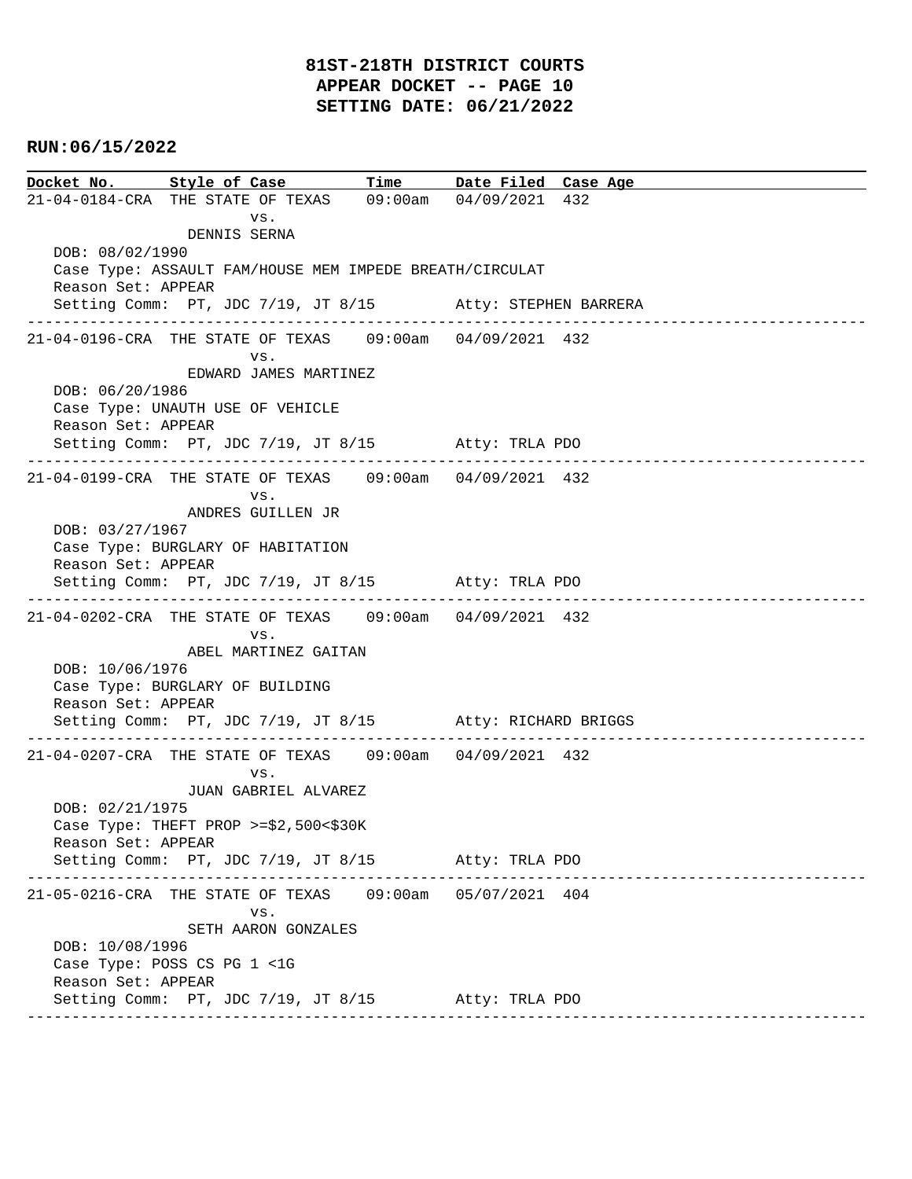**81ST-218TH DISTRICT COURTS**
**APPEAR DOCKET -- PAGE 10**
**SETTING DATE: 06/21/2022**

**RUN:06/15/2022**

| Docket No. | Style of Case | Time | Date Filed | Case Age |
|---|---|---|---|---|

21-04-0184-CRA THE STATE OF TEXAS 09:00am 04/09/2021 432
vs.
DENNIS SERNA
DOB: 08/02/1990
Case Type: ASSAULT FAM/HOUSE MEM IMPEDE BREATH/CIRCULAT
Reason Set: APPEAR
Setting Comm: PT, JDC 7/19, JT 8/15 Atty: STEPHEN BARRERA

---

21-04-0196-CRA THE STATE OF TEXAS 09:00am 04/09/2021 432
vs.
EDWARD JAMES MARTINEZ
DOB: 06/20/1986
Case Type: UNAUTH USE OF VEHICLE
Reason Set: APPEAR
Setting Comm: PT, JDC 7/19, JT 8/15 Atty: TRLA PDO

---

21-04-0199-CRA THE STATE OF TEXAS 09:00am 04/09/2021 432
vs.
ANDRES GUILLEN JR
DOB: 03/27/1967
Case Type: BURGLARY OF HABITATION
Reason Set: APPEAR
Setting Comm: PT, JDC 7/19, JT 8/15 Atty: TRLA PDO

---

21-04-0202-CRA THE STATE OF TEXAS 09:00am 04/09/2021 432
vs.
ABEL MARTINEZ GAITAN
DOB: 10/06/1976
Case Type: BURGLARY OF BUILDING
Reason Set: APPEAR
Setting Comm: PT, JDC 7/19, JT 8/15 Atty: RICHARD BRIGGS

---

21-04-0207-CRA THE STATE OF TEXAS 09:00am 04/09/2021 432
vs.
JUAN GABRIEL ALVAREZ
DOB: 02/21/1975
Case Type: THEFT PROP >=$2,500<$30K
Reason Set: APPEAR
Setting Comm: PT, JDC 7/19, JT 8/15 Atty: TRLA PDO

---

21-05-0216-CRA THE STATE OF TEXAS 09:00am 05/07/2021 404
vs.
SETH AARON GONZALES
DOB: 10/08/1996
Case Type: POSS CS PG 1 <1G
Reason Set: APPEAR
Setting Comm: PT, JDC 7/19, JT 8/15 Atty: TRLA PDO

---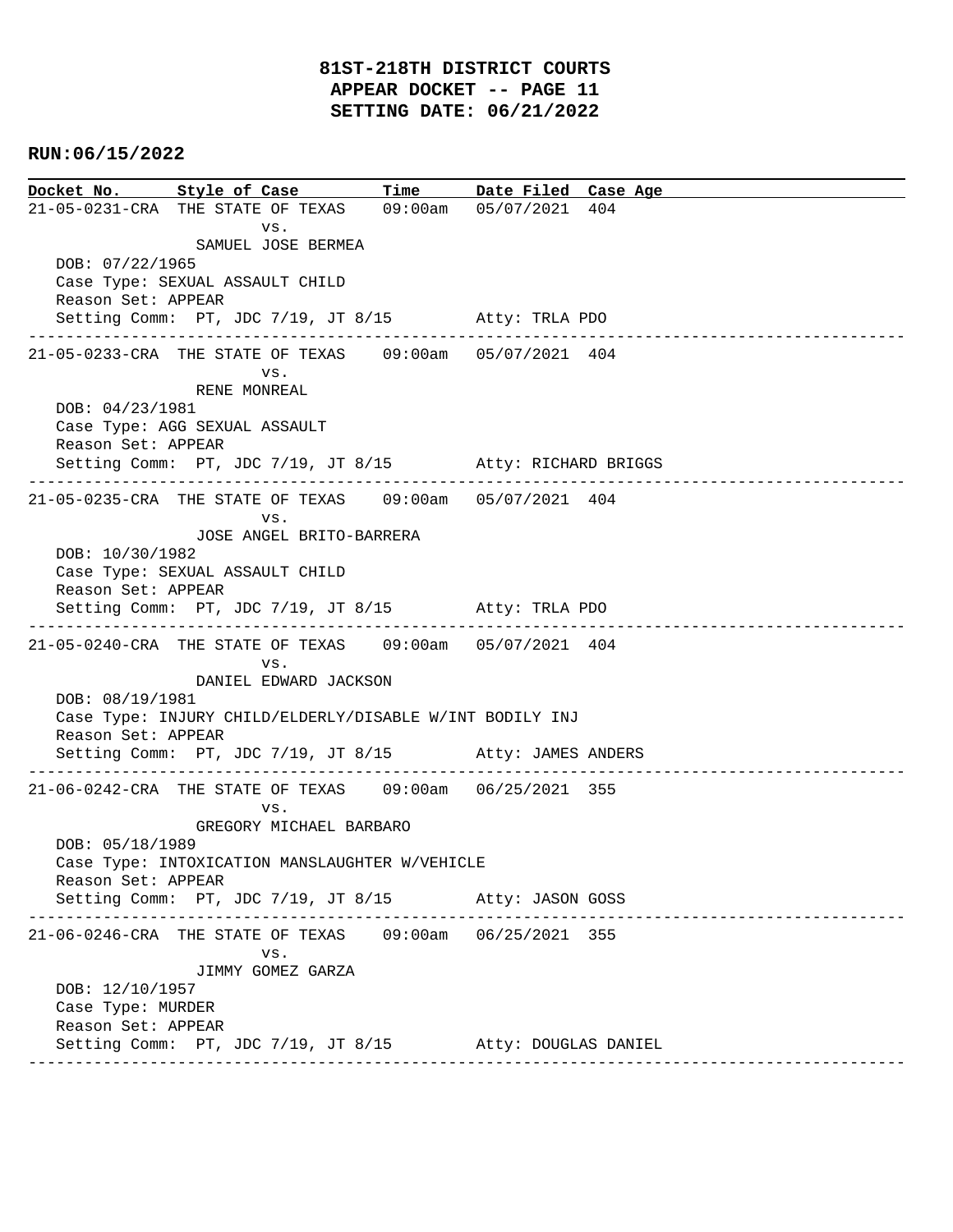# 81ST-218TH DISTRICT COURTS
## APPEAR DOCKET -- PAGE 11
## SETTING DATE: 06/21/2022

**RUN:06/15/2022**

| Docket No. | Style of Case | Time | Date Filed | Case Age |
|---|---|---|---|---|

---

**21-05-0231-CRA** THE STATE OF TEXAS vs. SAMUEL JOSE BERMEA — 09:00am — 05/07/2021 — 404

DOB: 07/22/1965
Case Type: SEXUAL ASSAULT CHILD
Reason Set: APPEAR
Setting Comm: PT, JDC 7/19, JT 8/15 — Atty: TRLA PDO

---

**21-05-0233-CRA** THE STATE OF TEXAS vs. RENE MONREAL — 09:00am — 05/07/2021 — 404

DOB: 04/23/1981
Case Type: AGG SEXUAL ASSAULT
Reason Set: APPEAR
Setting Comm: PT, JDC 7/19, JT 8/15 — Atty: RICHARD BRIGGS

---

**21-05-0235-CRA** THE STATE OF TEXAS vs. JOSE ANGEL BRITO-BARRERA — 09:00am — 05/07/2021 — 404

DOB: 10/30/1982
Case Type: SEXUAL ASSAULT CHILD
Reason Set: APPEAR
Setting Comm: PT, JDC 7/19, JT 8/15 — Atty: TRLA PDO

---

**21-05-0240-CRA** THE STATE OF TEXAS vs. DANIEL EDWARD JACKSON — 09:00am — 05/07/2021 — 404

DOB: 08/19/1981
Case Type: INJURY CHILD/ELDERLY/DISABLE W/INT BODILY INJ
Reason Set: APPEAR
Setting Comm: PT, JDC 7/19, JT 8/15 — Atty: JAMES ANDERS

---

**21-06-0242-CRA** THE STATE OF TEXAS vs. GREGORY MICHAEL BARBARO — 09:00am — 06/25/2021 — 355

DOB: 05/18/1989
Case Type: INTOXICATION MANSLAUGHTER W/VEHICLE
Reason Set: APPEAR
Setting Comm: PT, JDC 7/19, JT 8/15 — Atty: JASON GOSS

---

**21-06-0246-CRA** THE STATE OF TEXAS vs. JIMMY GOMEZ GARZA — 09:00am — 06/25/2021 — 355

DOB: 12/10/1957
Case Type: MURDER
Reason Set: APPEAR
Setting Comm: PT, JDC 7/19, JT 8/15 — Atty: DOUGLAS DANIEL

---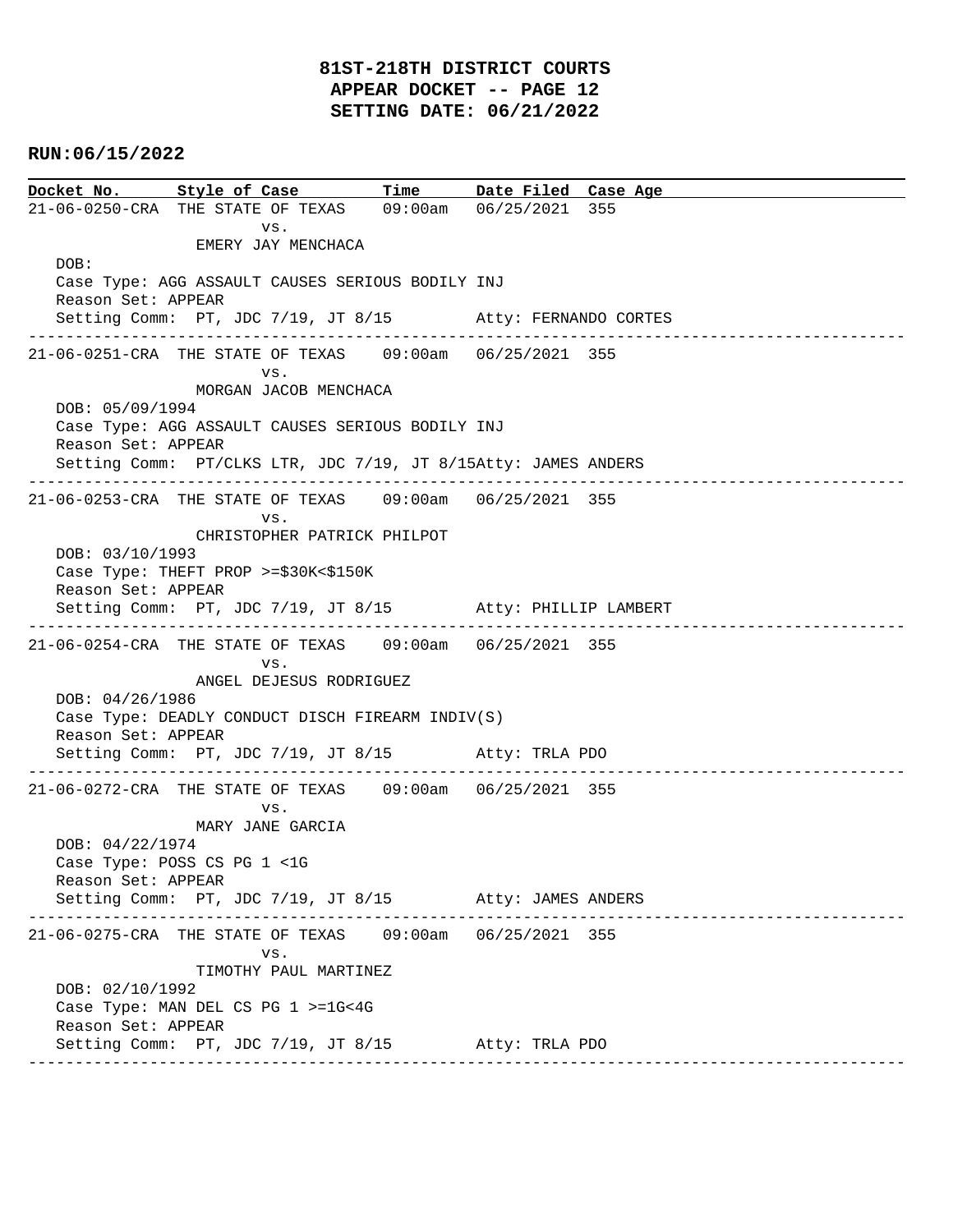# 81ST-218TH DISTRICT COURTS
## APPEAR DOCKET -- PAGE 12
## SETTING DATE: 06/21/2022

**RUN:06/15/2022**

| Docket No. | Style of Case | Time | Date Filed | Case Age |
|---|---|---|---|---|

---

**21-06-0250-CRA** THE STATE OF TEXAS vs. EMERY JAY MENCHACA — 09:00am — 06/25/2021 — 355

DOB:
Case Type: AGG ASSAULT CAUSES SERIOUS BODILY INJ
Reason Set: APPEAR
Setting Comm: PT, JDC 7/19, JT 8/15 — Atty: FERNANDO CORTES

---

**21-06-0251-CRA** THE STATE OF TEXAS vs. MORGAN JACOB MENCHACA — 09:00am — 06/25/2021 — 355

DOB: 05/09/1994
Case Type: AGG ASSAULT CAUSES SERIOUS BODILY INJ
Reason Set: APPEAR
Setting Comm: PT/CLKS LTR, JDC 7/19, JT 8/15 — Atty: JAMES ANDERS

---

**21-06-0253-CRA** THE STATE OF TEXAS vs. CHRISTOPHER PATRICK PHILPOT — 09:00am — 06/25/2021 — 355

DOB: 03/10/1993
Case Type: THEFT PROP >=$30K<$150K
Reason Set: APPEAR
Setting Comm: PT, JDC 7/19, JT 8/15 — Atty: PHILLIP LAMBERT

---

**21-06-0254-CRA** THE STATE OF TEXAS vs. ANGEL DEJESUS RODRIGUEZ — 09:00am — 06/25/2021 — 355

DOB: 04/26/1986
Case Type: DEADLY CONDUCT DISCH FIREARM INDIV(S)
Reason Set: APPEAR
Setting Comm: PT, JDC 7/19, JT 8/15 — Atty: TRLA PDO

---

**21-06-0272-CRA** THE STATE OF TEXAS vs. MARY JANE GARCIA — 09:00am — 06/25/2021 — 355

DOB: 04/22/1974
Case Type: POSS CS PG 1 <1G
Reason Set: APPEAR
Setting Comm: PT, JDC 7/19, JT 8/15 — Atty: JAMES ANDERS

---

**21-06-0275-CRA** THE STATE OF TEXAS vs. TIMOTHY PAUL MARTINEZ — 09:00am — 06/25/2021 — 355

DOB: 02/10/1992
Case Type: MAN DEL CS PG 1 >=1G<4G
Reason Set: APPEAR
Setting Comm: PT, JDC 7/19, JT 8/15 — Atty: TRLA PDO

---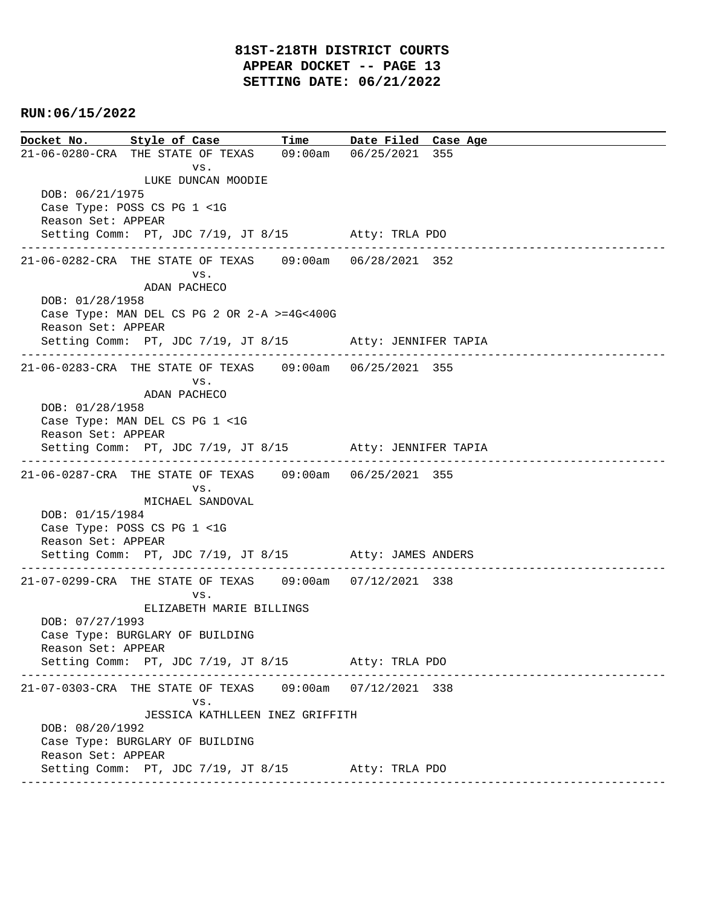# 81ST-218TH DISTRICT COURTS
## APPEAR DOCKET -- PAGE 13
## SETTING DATE: 06/21/2022

**RUN:06/15/2022**

```
Docket No.      Style of Case          Time       Date Filed  Case Age
21-06-0280-CRA  THE STATE OF TEXAS    09:00am   06/25/2021  355
                         vs.
                LUKE DUNCAN MOODIE
   DOB: 06/21/1975
   Case Type: POSS CS PG 1 <1G
   Reason Set: APPEAR
   Setting Comm:  PT, JDC 7/19, JT 8/15         Atty: TRLA PDO
------------------------------------------------------------------------------------------------
21-06-0282-CRA  THE STATE OF TEXAS    09:00am   06/28/2021  352
                         vs.
                ADAN PACHECO
   DOB: 01/28/1958
   Case Type: MAN DEL CS PG 2 OR 2-A >=4G<400G
   Reason Set: APPEAR
   Setting Comm:  PT, JDC 7/19, JT 8/15         Atty: JENNIFER TAPIA
------------------------------------------------------------------------------------------------
21-06-0283-CRA  THE STATE OF TEXAS    09:00am   06/25/2021  355
                         vs.
                ADAN PACHECO
   DOB: 01/28/1958
   Case Type: MAN DEL CS PG 1 <1G
   Reason Set: APPEAR
   Setting Comm:  PT, JDC 7/19, JT 8/15         Atty: JENNIFER TAPIA
------------------------------------------------------------------------------------------------
21-06-0287-CRA  THE STATE OF TEXAS    09:00am   06/25/2021  355
                         vs.
                MICHAEL SANDOVAL
   DOB: 01/15/1984
   Case Type: POSS CS PG 1 <1G
   Reason Set: APPEAR
   Setting Comm:  PT, JDC 7/19, JT 8/15         Atty: JAMES ANDERS
------------------------------------------------------------------------------------------------
21-07-0299-CRA  THE STATE OF TEXAS    09:00am   07/12/2021  338
                         vs.
                ELIZABETH MARIE BILLINGS
   DOB: 07/27/1993
   Case Type: BURGLARY OF BUILDING
   Reason Set: APPEAR
   Setting Comm:  PT, JDC 7/19, JT 8/15         Atty: TRLA PDO
------------------------------------------------------------------------------------------------
21-07-0303-CRA  THE STATE OF TEXAS    09:00am   07/12/2021  338
                         vs.
                JESSICA KATHLLEEN INEZ GRIFFITH
   DOB: 08/20/1992
   Case Type: BURGLARY OF BUILDING
   Reason Set: APPEAR
   Setting Comm:  PT, JDC 7/19, JT 8/15         Atty: TRLA PDO
------------------------------------------------------------------------------------------------
```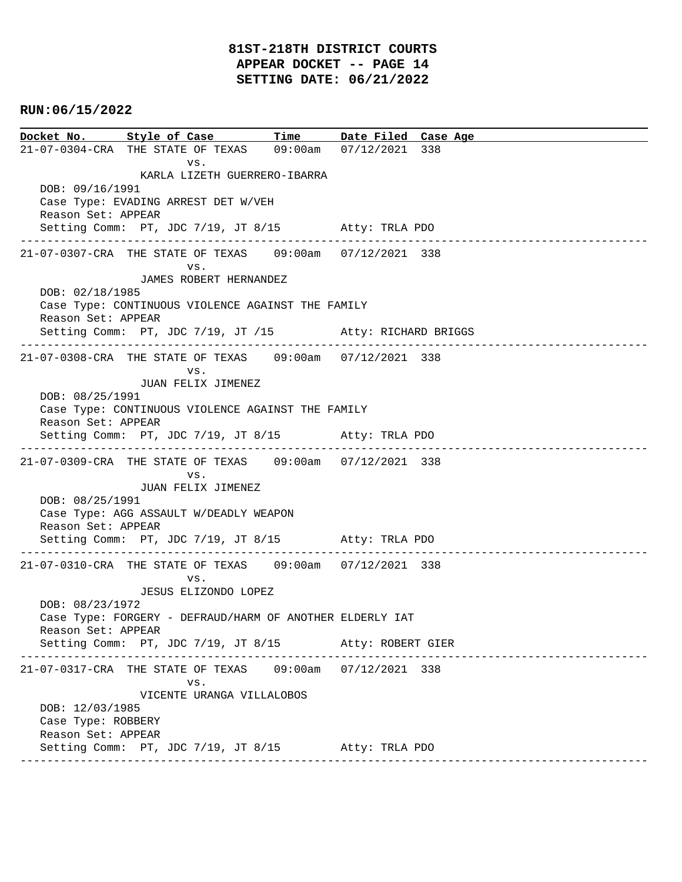# 81ST-218TH DISTRICT COURTS
# APPEAR DOCKET -- PAGE 14
# SETTING DATE: 06/21/2022

**RUN:06/15/2022**

| Docket No. | Style of Case | Time | Date Filed | Case Age |
|---|---|---|---|---|

21-07-0304-CRA THE STATE OF TEXAS 09:00am 07/12/2021 338
vs.
KARLA LIZETH GUERRERO-IBARRA
DOB: 09/16/1991
Case Type: EVADING ARREST DET W/VEH
Reason Set: APPEAR
Setting Comm: PT, JDC 7/19, JT 8/15 Atty: TRLA PDO

---

21-07-0307-CRA THE STATE OF TEXAS 09:00am 07/12/2021 338
vs.
JAMES ROBERT HERNANDEZ
DOB: 02/18/1985
Case Type: CONTINUOUS VIOLENCE AGAINST THE FAMILY
Reason Set: APPEAR
Setting Comm: PT, JDC 7/19, JT /15 Atty: RICHARD BRIGGS

---

21-07-0308-CRA THE STATE OF TEXAS 09:00am 07/12/2021 338
vs.
JUAN FELIX JIMENEZ
DOB: 08/25/1991
Case Type: CONTINUOUS VIOLENCE AGAINST THE FAMILY
Reason Set: APPEAR
Setting Comm: PT, JDC 7/19, JT 8/15 Atty: TRLA PDO

---

21-07-0309-CRA THE STATE OF TEXAS 09:00am 07/12/2021 338
vs.
JUAN FELIX JIMENEZ
DOB: 08/25/1991
Case Type: AGG ASSAULT W/DEADLY WEAPON
Reason Set: APPEAR
Setting Comm: PT, JDC 7/19, JT 8/15 Atty: TRLA PDO

---

21-07-0310-CRA THE STATE OF TEXAS 09:00am 07/12/2021 338
vs.
JESUS ELIZONDO LOPEZ
DOB: 08/23/1972
Case Type: FORGERY - DEFRAUD/HARM OF ANOTHER ELDERLY IAT
Reason Set: APPEAR
Setting Comm: PT, JDC 7/19, JT 8/15 Atty: ROBERT GIER

---

21-07-0317-CRA THE STATE OF TEXAS 09:00am 07/12/2021 338
vs.
VICENTE URANGA VILLALOBOS
DOB: 12/03/1985
Case Type: ROBBERY
Reason Set: APPEAR
Setting Comm: PT, JDC 7/19, JT 8/15 Atty: TRLA PDO

---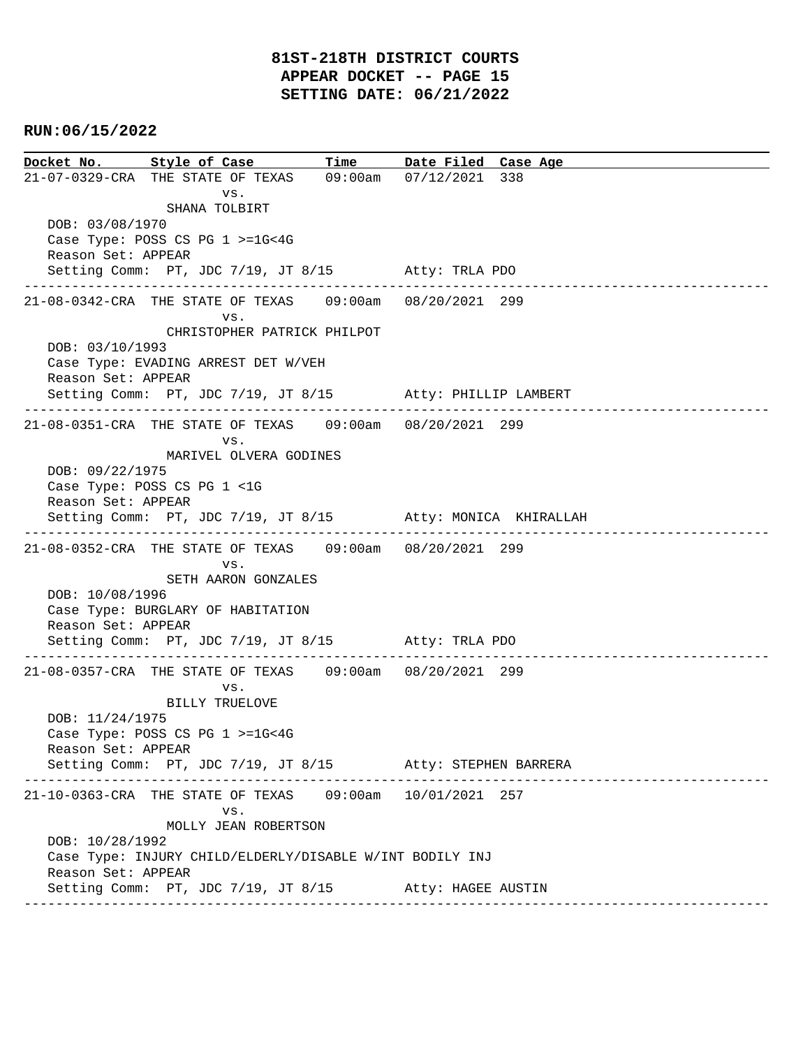# 81ST-218TH DISTRICT COURTS
## APPEAR DOCKET -- PAGE 15
## SETTING DATE: 06/21/2022

**RUN:06/15/2022**

| Docket No. | Style of Case | Time | Date Filed | Case Age |
|---|---|---|---|---|

```
21-07-0329-CRA  THE STATE OF TEXAS    09:00am   07/12/2021  338
                        vs.
                SHANA TOLBIRT
   DOB: 03/08/1970
   Case Type: POSS CS PG 1 >=1G<4G
   Reason Set: APPEAR
   Setting Comm:  PT, JDC 7/19, JT 8/15          Atty: TRLA PDO
---------------------------------------------------------------------------------------------------
21-08-0342-CRA  THE STATE OF TEXAS    09:00am   08/20/2021  299
                        vs.
                CHRISTOPHER PATRICK PHILPOT
   DOB: 03/10/1993
   Case Type: EVADING ARREST DET W/VEH
   Reason Set: APPEAR
   Setting Comm:  PT, JDC 7/19, JT 8/15          Atty: PHILLIP LAMBERT
---------------------------------------------------------------------------------------------------
21-08-0351-CRA  THE STATE OF TEXAS    09:00am   08/20/2021  299
                        vs.
                MARIVEL OLVERA GODINES
   DOB: 09/22/1975
   Case Type: POSS CS PG 1 <1G
   Reason Set: APPEAR
   Setting Comm:  PT, JDC 7/19, JT 8/15          Atty: MONICA  KHIRALLAH
---------------------------------------------------------------------------------------------------
21-08-0352-CRA  THE STATE OF TEXAS    09:00am   08/20/2021  299
                        vs.
                SETH AARON GONZALES
   DOB: 10/08/1996
   Case Type: BURGLARY OF HABITATION
   Reason Set: APPEAR
   Setting Comm:  PT, JDC 7/19, JT 8/15          Atty: TRLA PDO
---------------------------------------------------------------------------------------------------
21-08-0357-CRA  THE STATE OF TEXAS    09:00am   08/20/2021  299
                        vs.
                BILLY TRUELOVE
   DOB: 11/24/1975
   Case Type: POSS CS PG 1 >=1G<4G
   Reason Set: APPEAR
   Setting Comm:  PT, JDC 7/19, JT 8/15          Atty: STEPHEN BARRERA
---------------------------------------------------------------------------------------------------
21-10-0363-CRA  THE STATE OF TEXAS    09:00am   10/01/2021  257
                        vs.
                MOLLY JEAN ROBERTSON
   DOB: 10/28/1992
   Case Type: INJURY CHILD/ELDERLY/DISABLE W/INT BODILY INJ
   Reason Set: APPEAR
   Setting Comm:  PT, JDC 7/19, JT 8/15          Atty: HAGEE AUSTIN
---------------------------------------------------------------------------------------------------
```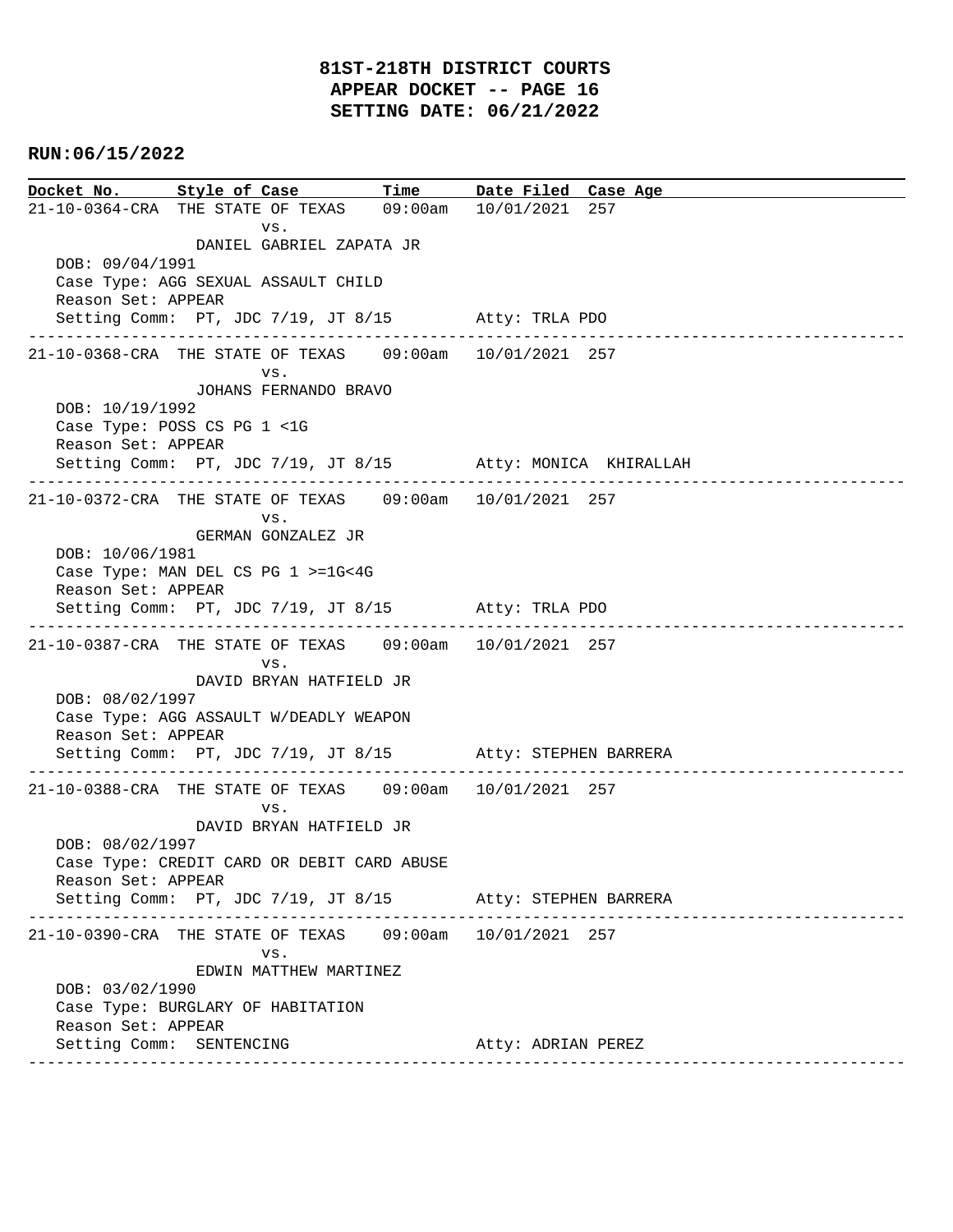# 81ST-218TH DISTRICT COURTS
## APPEAR DOCKET -- PAGE 16
## SETTING DATE: 06/21/2022

**RUN:06/15/2022**

| Docket No. | Style of Case | Time | Date Filed | Case Age |
|---|---|---|---|---|

---

**21-10-0364-CRA** THE STATE OF TEXAS vs. DANIEL GABRIEL ZAPATA JR — 09:00am — 10/01/2021 — 257

DOB: 09/04/1991
Case Type: AGG SEXUAL ASSAULT CHILD
Reason Set: APPEAR
Setting Comm: PT, JDC 7/19, JT 8/15 — Atty: TRLA PDO

---

**21-10-0368-CRA** THE STATE OF TEXAS vs. JOHANS FERNANDO BRAVO — 09:00am — 10/01/2021 — 257

DOB: 10/19/1992
Case Type: POSS CS PG 1 <1G
Reason Set: APPEAR
Setting Comm: PT, JDC 7/19, JT 8/15 — Atty: MONICA KHIRALLAH

---

**21-10-0372-CRA** THE STATE OF TEXAS vs. GERMAN GONZALEZ JR — 09:00am — 10/01/2021 — 257

DOB: 10/06/1981
Case Type: MAN DEL CS PG 1 >=1G<4G
Reason Set: APPEAR
Setting Comm: PT, JDC 7/19, JT 8/15 — Atty: TRLA PDO

---

**21-10-0387-CRA** THE STATE OF TEXAS vs. DAVID BRYAN HATFIELD JR — 09:00am — 10/01/2021 — 257

DOB: 08/02/1997
Case Type: AGG ASSAULT W/DEADLY WEAPON
Reason Set: APPEAR
Setting Comm: PT, JDC 7/19, JT 8/15 — Atty: STEPHEN BARRERA

---

**21-10-0388-CRA** THE STATE OF TEXAS vs. DAVID BRYAN HATFIELD JR — 09:00am — 10/01/2021 — 257

DOB: 08/02/1997
Case Type: CREDIT CARD OR DEBIT CARD ABUSE
Reason Set: APPEAR
Setting Comm: PT, JDC 7/19, JT 8/15 — Atty: STEPHEN BARRERA

---

**21-10-0390-CRA** THE STATE OF TEXAS vs. EDWIN MATTHEW MARTINEZ — 09:00am — 10/01/2021 — 257

DOB: 03/02/1990
Case Type: BURGLARY OF HABITATION
Reason Set: APPEAR
Setting Comm: SENTENCING — Atty: ADRIAN PEREZ

---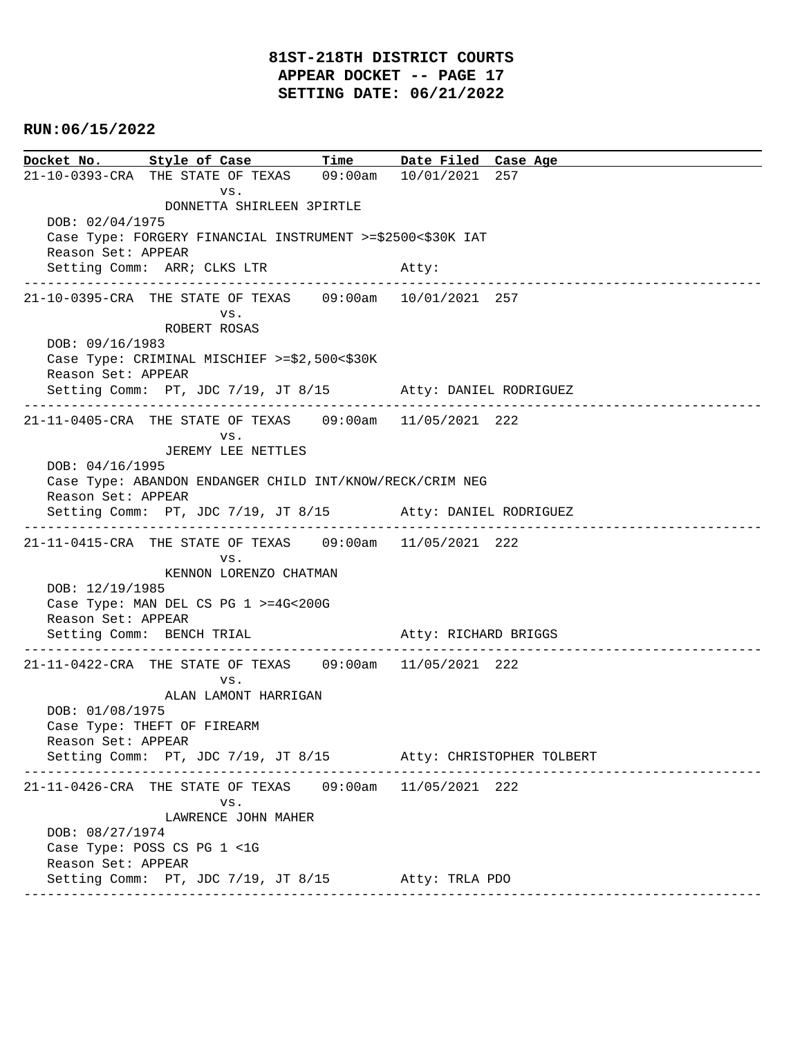# 81ST-218TH DISTRICT COURTS
## APPEAR DOCKET -- PAGE 17
## SETTING DATE: 06/21/2022

**RUN:06/15/2022**

| Docket No. | Style of Case | Time | Date Filed | Case Age |
|---|---|---|---|---|

21-10-0393-CRA THE STATE OF TEXAS 09:00am 10/01/2021 257
vs.
DONNETTA SHIRLEEN 3PIRTLE
DOB: 02/04/1975
Case Type: FORGERY FINANCIAL INSTRUMENT >=$2500<$30K IAT
Reason Set: APPEAR
Setting Comm: ARR; CLKS LTR Atty:

---

21-10-0395-CRA THE STATE OF TEXAS 09:00am 10/01/2021 257
vs.
ROBERT ROSAS
DOB: 09/16/1983
Case Type: CRIMINAL MISCHIEF >=$2,500<$30K
Reason Set: APPEAR
Setting Comm: PT, JDC 7/19, JT 8/15 Atty: DANIEL RODRIGUEZ

---

21-11-0405-CRA THE STATE OF TEXAS 09:00am 11/05/2021 222
vs.
JEREMY LEE NETTLES
DOB: 04/16/1995
Case Type: ABANDON ENDANGER CHILD INT/KNOW/RECK/CRIM NEG
Reason Set: APPEAR
Setting Comm: PT, JDC 7/19, JT 8/15 Atty: DANIEL RODRIGUEZ

---

21-11-0415-CRA THE STATE OF TEXAS 09:00am 11/05/2021 222
vs.
KENNON LORENZO CHATMAN
DOB: 12/19/1985
Case Type: MAN DEL CS PG 1 >=4G<200G
Reason Set: APPEAR
Setting Comm: BENCH TRIAL Atty: RICHARD BRIGGS

---

21-11-0422-CRA THE STATE OF TEXAS 09:00am 11/05/2021 222
vs.
ALAN LAMONT HARRIGAN
DOB: 01/08/1975
Case Type: THEFT OF FIREARM
Reason Set: APPEAR
Setting Comm: PT, JDC 7/19, JT 8/15 Atty: CHRISTOPHER TOLBERT

---

21-11-0426-CRA THE STATE OF TEXAS 09:00am 11/05/2021 222
vs.
LAWRENCE JOHN MAHER
DOB: 08/27/1974
Case Type: POSS CS PG 1 <1G
Reason Set: APPEAR
Setting Comm: PT, JDC 7/19, JT 8/15 Atty: TRLA PDO

---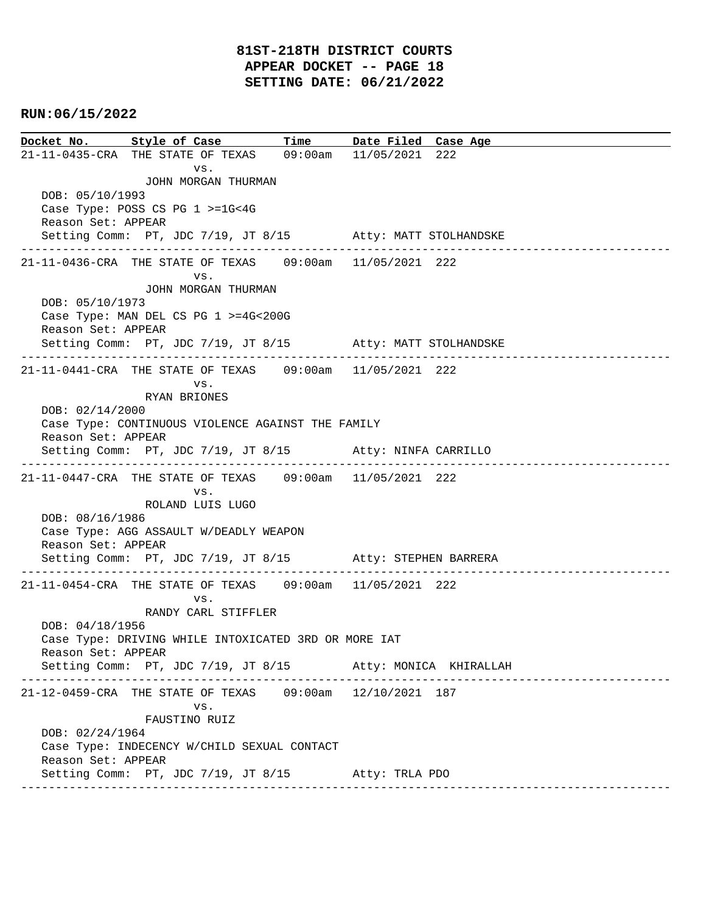**81ST-218TH DISTRICT COURTS**
**APPEAR DOCKET -- PAGE 18**
**SETTING DATE: 06/21/2022**

**RUN:06/15/2022**

| Docket No. | Style of Case | Time | Date Filed | Case Age |
|---|---|---|---|---|

21-11-0435-CRA THE STATE OF TEXAS vs. JOHN MORGAN THURMAN — 09:00am — 11/05/2021 — 222
DOB: 05/10/1993
Case Type: POSS CS PG 1 >=1G<4G
Reason Set: APPEAR
Setting Comm: PT, JDC 7/19, JT 8/15 — Atty: MATT STOLHANDSKE

---

21-11-0436-CRA THE STATE OF TEXAS vs. JOHN MORGAN THURMAN — 09:00am — 11/05/2021 — 222
DOB: 05/10/1973
Case Type: MAN DEL CS PG 1 >=4G<200G
Reason Set: APPEAR
Setting Comm: PT, JDC 7/19, JT 8/15 — Atty: MATT STOLHANDSKE

---

21-11-0441-CRA THE STATE OF TEXAS vs. RYAN BRIONES — 09:00am — 11/05/2021 — 222
DOB: 02/14/2000
Case Type: CONTINUOUS VIOLENCE AGAINST THE FAMILY
Reason Set: APPEAR
Setting Comm: PT, JDC 7/19, JT 8/15 — Atty: NINFA CARRILLO

---

21-11-0447-CRA THE STATE OF TEXAS vs. ROLAND LUIS LUGO — 09:00am — 11/05/2021 — 222
DOB: 08/16/1986
Case Type: AGG ASSAULT W/DEADLY WEAPON
Reason Set: APPEAR
Setting Comm: PT, JDC 7/19, JT 8/15 — Atty: STEPHEN BARRERA

---

21-11-0454-CRA THE STATE OF TEXAS vs. RANDY CARL STIFFLER — 09:00am — 11/05/2021 — 222
DOB: 04/18/1956
Case Type: DRIVING WHILE INTOXICATED 3RD OR MORE IAT
Reason Set: APPEAR
Setting Comm: PT, JDC 7/19, JT 8/15 — Atty: MONICA KHIRALLAH

---

21-12-0459-CRA THE STATE OF TEXAS vs. FAUSTINO RUIZ — 09:00am — 12/10/2021 — 187
DOB: 02/24/1964
Case Type: INDECENCY W/CHILD SEXUAL CONTACT
Reason Set: APPEAR
Setting Comm: PT, JDC 7/19, JT 8/15 — Atty: TRLA PDO

---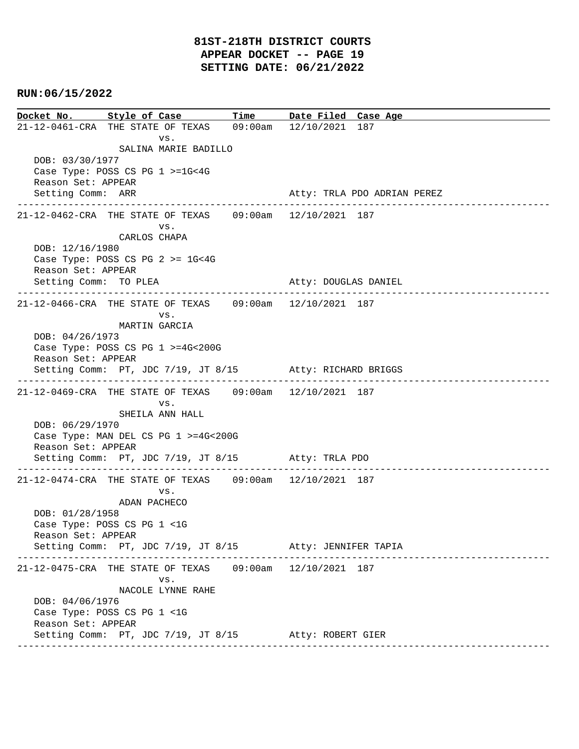# 81ST-218TH DISTRICT COURTS
# APPEAR DOCKET -- PAGE 19
# SETTING DATE: 06/21/2022

**RUN:06/15/2022**

| Docket No. | Style of Case | Time | Date Filed | Case Age |
|---|---|---|---|---|

21-12-0461-CRA THE STATE OF TEXAS vs. SALINA MARIE BADILLO — 09:00am — 12/10/2021 — 187
DOB: 03/30/1977
Case Type: POSS CS PG 1 >=1G<4G
Reason Set: APPEAR
Setting Comm: ARR — Atty: TRLA PDO ADRIAN PEREZ

---

21-12-0462-CRA THE STATE OF TEXAS vs. CARLOS CHAPA — 09:00am — 12/10/2021 — 187
DOB: 12/16/1980
Case Type: POSS CS PG 2 >= 1G<4G
Reason Set: APPEAR
Setting Comm: TO PLEA — Atty: DOUGLAS DANIEL

---

21-12-0466-CRA THE STATE OF TEXAS vs. MARTIN GARCIA — 09:00am — 12/10/2021 — 187
DOB: 04/26/1973
Case Type: POSS CS PG 1 >=4G<200G
Reason Set: APPEAR
Setting Comm: PT, JDC 7/19, JT 8/15 — Atty: RICHARD BRIGGS

---

21-12-0469-CRA THE STATE OF TEXAS vs. SHEILA ANN HALL — 09:00am — 12/10/2021 — 187
DOB: 06/29/1970
Case Type: MAN DEL CS PG 1 >=4G<200G
Reason Set: APPEAR
Setting Comm: PT, JDC 7/19, JT 8/15 — Atty: TRLA PDO

---

21-12-0474-CRA THE STATE OF TEXAS vs. ADAN PACHECO — 09:00am — 12/10/2021 — 187
DOB: 01/28/1958
Case Type: POSS CS PG 1 <1G
Reason Set: APPEAR
Setting Comm: PT, JDC 7/19, JT 8/15 — Atty: JENNIFER TAPIA

---

21-12-0475-CRA THE STATE OF TEXAS vs. NACOLE LYNNE RAHE — 09:00am — 12/10/2021 — 187
DOB: 04/06/1976
Case Type: POSS CS PG 1 <1G
Reason Set: APPEAR
Setting Comm: PT, JDC 7/19, JT 8/15 — Atty: ROBERT GIER

---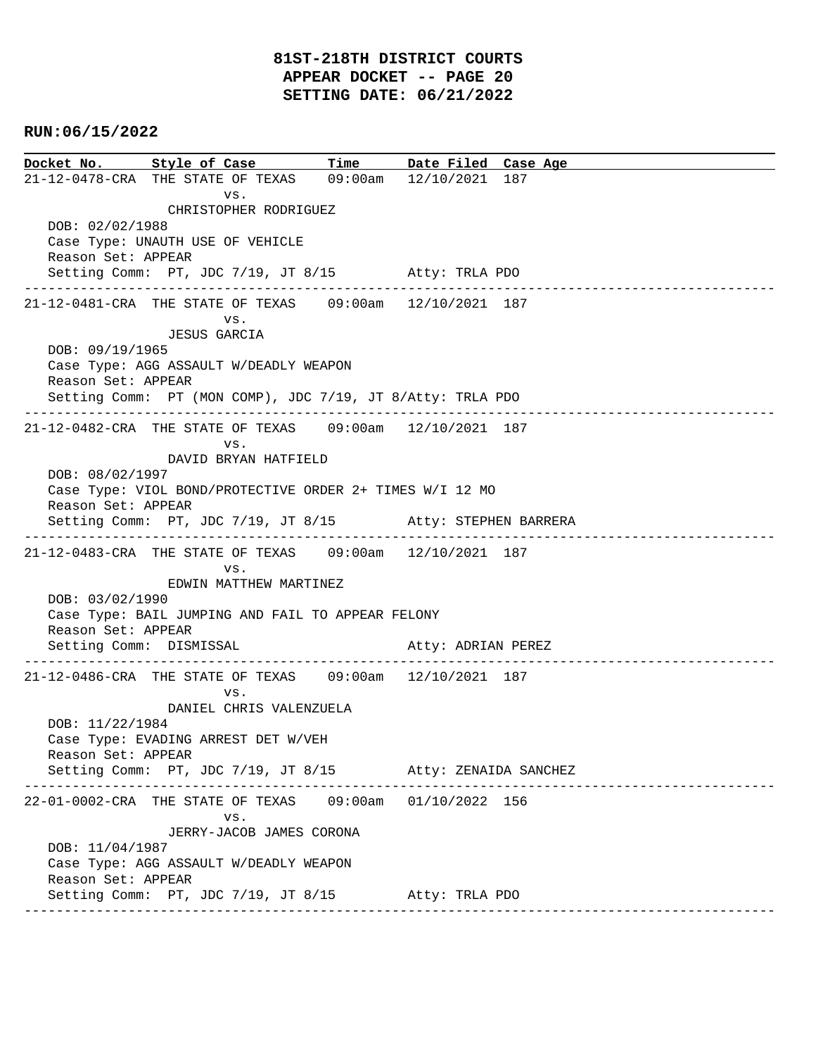# 81ST-218TH DISTRICT COURTS
## APPEAR DOCKET -- PAGE 20
## SETTING DATE: 06/21/2022

**RUN:06/15/2022**

| Docket No. | Style of Case | Time | Date Filed | Case Age |
|---|---|---|---|---|

```
21-12-0478-CRA  THE STATE OF TEXAS    09:00am   12/10/2021  187
                        vs.
                  CHRISTOPHER RODRIGUEZ
   DOB: 02/02/1988
   Case Type: UNAUTH USE OF VEHICLE
   Reason Set: APPEAR
   Setting Comm:  PT, JDC 7/19, JT 8/15        Atty: TRLA PDO
------------------------------------------------------------------------------------------------
21-12-0481-CRA  THE STATE OF TEXAS    09:00am   12/10/2021  187
                        vs.
                  JESUS GARCIA
   DOB: 09/19/1965
   Case Type: AGG ASSAULT W/DEADLY WEAPON
   Reason Set: APPEAR
   Setting Comm:  PT (MON COMP), JDC 7/19, JT 8/Atty: TRLA PDO
------------------------------------------------------------------------------------------------
21-12-0482-CRA  THE STATE OF TEXAS    09:00am   12/10/2021  187
                        vs.
                  DAVID BRYAN HATFIELD
   DOB: 08/02/1997
   Case Type: VIOL BOND/PROTECTIVE ORDER 2+ TIMES W/I 12 MO
   Reason Set: APPEAR
   Setting Comm:  PT, JDC 7/19, JT 8/15        Atty: STEPHEN BARRERA
------------------------------------------------------------------------------------------------
21-12-0483-CRA  THE STATE OF TEXAS    09:00am   12/10/2021  187
                        vs.
                  EDWIN MATTHEW MARTINEZ
   DOB: 03/02/1990
   Case Type: BAIL JUMPING AND FAIL TO APPEAR FELONY
   Reason Set: APPEAR
   Setting Comm:  DISMISSAL                    Atty: ADRIAN PEREZ
------------------------------------------------------------------------------------------------
21-12-0486-CRA  THE STATE OF TEXAS    09:00am   12/10/2021  187
                        vs.
                  DANIEL CHRIS VALENZUELA
   DOB: 11/22/1984
   Case Type: EVADING ARREST DET W/VEH
   Reason Set: APPEAR
   Setting Comm:  PT, JDC 7/19, JT 8/15        Atty: ZENAIDA SANCHEZ
------------------------------------------------------------------------------------------------
22-01-0002-CRA  THE STATE OF TEXAS    09:00am   01/10/2022  156
                        vs.
                  JERRY-JACOB JAMES CORONA
   DOB: 11/04/1987
   Case Type: AGG ASSAULT W/DEADLY WEAPON
   Reason Set: APPEAR
   Setting Comm:  PT, JDC 7/19, JT 8/15        Atty: TRLA PDO
------------------------------------------------------------------------------------------------
```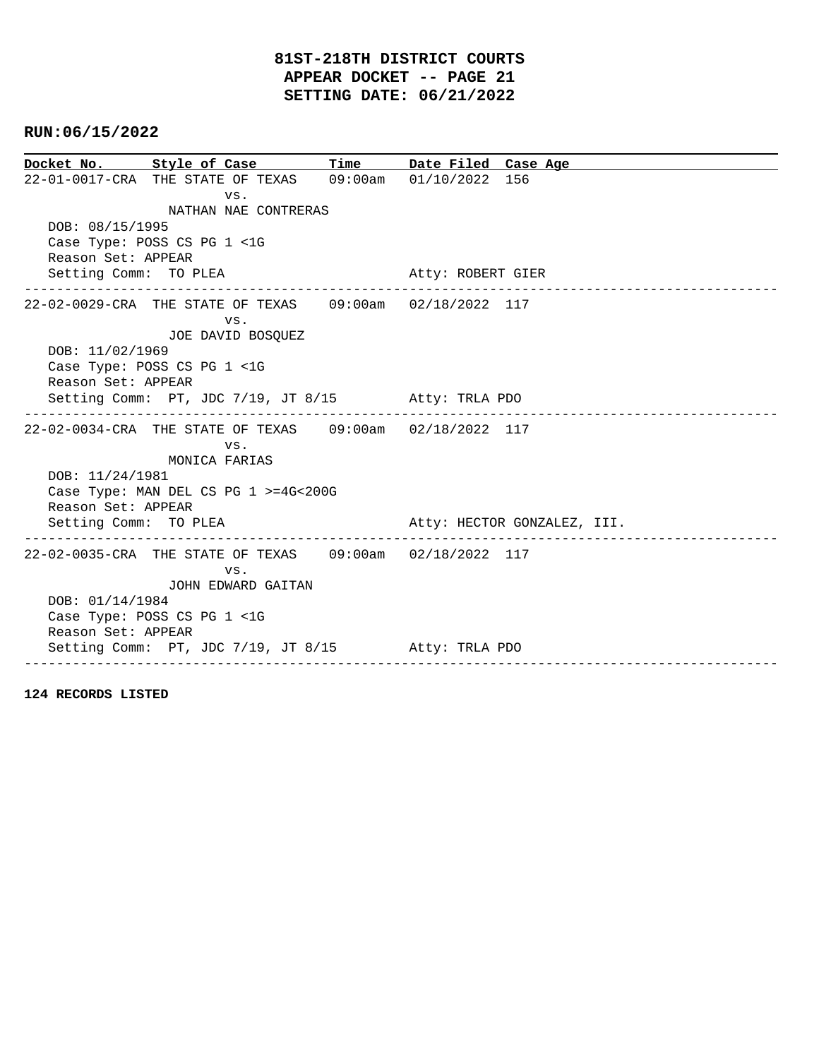# 81ST-218TH DISTRICT COURTS
## APPEAR DOCKET -- PAGE 21
## SETTING DATE: 06/21/2022

**RUN:06/15/2022**

| Docket No. | Style of Case | Time | Date Filed | Case Age |
|---|---|---|---|---|
| 22-01-0017-CRA | THE STATE OF TEXAS vs. NATHAN NAE CONTRERAS | 09:00am | 01/10/2022 | 156 |

DOB: 08/15/1995
Case Type: POSS CS PG 1 <1G
Reason Set: APPEAR
Setting Comm: TO PLEA    Atty: ROBERT GIER

---

| Docket No. | Style of Case | Time | Date Filed | Case Age |
|---|---|---|---|---|
| 22-02-0029-CRA | THE STATE OF TEXAS vs. JOE DAVID BOSQUEZ | 09:00am | 02/18/2022 | 117 |

DOB: 11/02/1969
Case Type: POSS CS PG 1 <1G
Reason Set: APPEAR
Setting Comm: PT, JDC 7/19, JT 8/15    Atty: TRLA PDO

---

| Docket No. | Style of Case | Time | Date Filed | Case Age |
|---|---|---|---|---|
| 22-02-0034-CRA | THE STATE OF TEXAS vs. MONICA FARIAS | 09:00am | 02/18/2022 | 117 |

DOB: 11/24/1981
Case Type: MAN DEL CS PG 1 >=4G<200G
Reason Set: APPEAR
Setting Comm: TO PLEA    Atty: HECTOR GONZALEZ, III.

---

| Docket No. | Style of Case | Time | Date Filed | Case Age |
|---|---|---|---|---|
| 22-02-0035-CRA | THE STATE OF TEXAS vs. JOHN EDWARD GAITAN | 09:00am | 02/18/2022 | 117 |

DOB: 01/14/1984
Case Type: POSS CS PG 1 <1G
Reason Set: APPEAR
Setting Comm: PT, JDC 7/19, JT 8/15    Atty: TRLA PDO

---

**124 RECORDS LISTED**